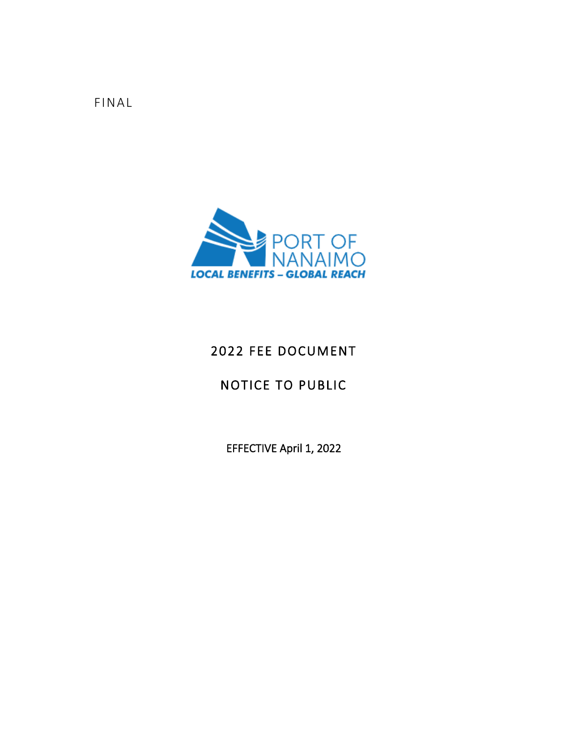FINAL

PORT OF NANAIMO

LOCAL BENEFITS – GLOBAL REACH

# 2022 FEE DOCUMENT

# NOTICE TO PUBLIC

EFFECTIVE April 1, 2022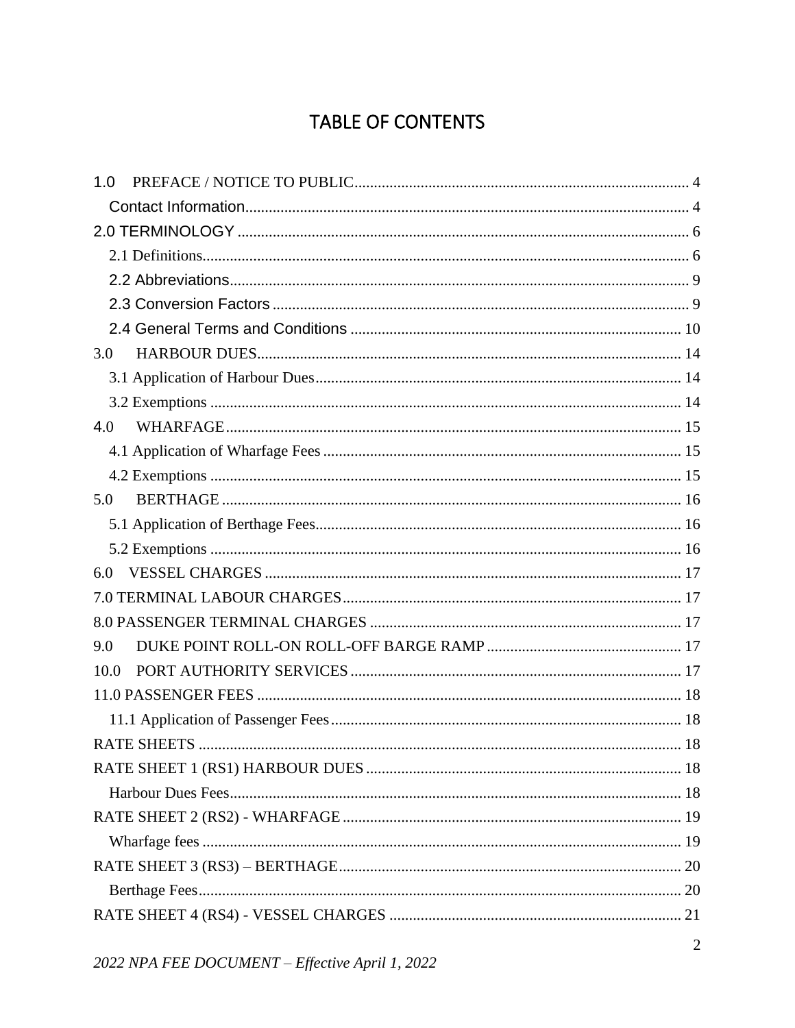# TABLE OF CONTENTS

1.0 PREFACE / NOTICE TO PUBLIC ..... 4
  Contact Information ..... 4
2.0 TERMINOLOGY ..... 6
  2.1 Definitions ..... 6
  2.2 Abbreviations ..... 9
  2.3 Conversion Factors ..... 9
  2.4 General Terms and Conditions ..... 10
3.0 HARBOUR DUES ..... 14
  3.1 Application of Harbour Dues ..... 14
  3.2 Exemptions ..... 14
4.0 WHARFAGE ..... 15
  4.1 Application of Wharfage Fees ..... 15
  4.2 Exemptions ..... 15
5.0 BERTHAGE ..... 16
  5.1 Application of Berthage Fees ..... 16
  5.2 Exemptions ..... 16
6.0 VESSEL CHARGES ..... 17
7.0 TERMINAL LABOUR CHARGES ..... 17
8.0 PASSENGER TERMINAL CHARGES ..... 17
9.0 DUKE POINT ROLL-ON ROLL-OFF BARGE RAMP ..... 17
10.0 PORT AUTHORITY SERVICES ..... 17
11.0 PASSENGER FEES ..... 18
  11.1 Application of Passenger Fees ..... 18
RATE SHEETS ..... 18
RATE SHEET 1 (RS1) HARBOUR DUES ..... 18
  Harbour Dues Fees ..... 18
RATE SHEET 2 (RS2) - WHARFAGE ..... 19
  Wharfage fees ..... 19
RATE SHEET 3 (RS3) – BERTHAGE ..... 20
  Berthage Fees ..... 20
RATE SHEET 4 (RS4) - VESSEL CHARGES ..... 21

*2022 NPA FEE DOCUMENT – Effective April 1, 2022*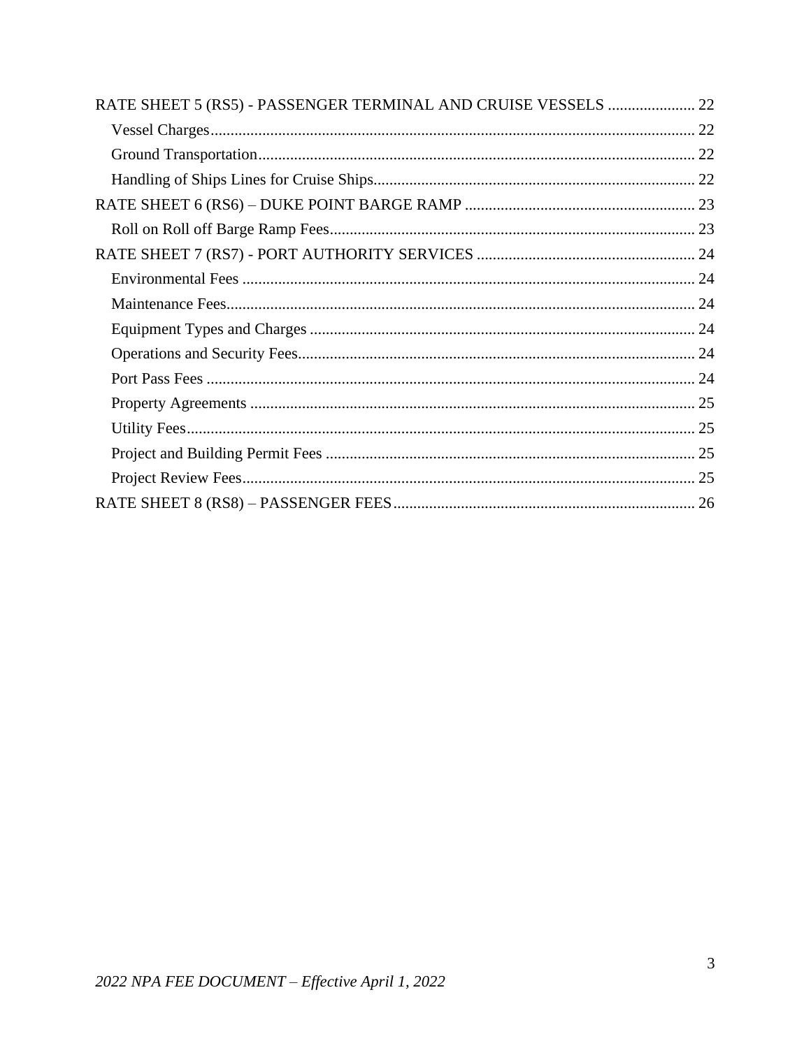RATE SHEET 5 (RS5) - PASSENGER TERMINAL AND CRUISE VESSELS ...................... 22
- Vessel Charges ........................................................................................................... 22
- Ground Transportation ............................................................................................... 22
- Handling of Ships Lines for Cruise Ships .................................................................. 22

RATE SHEET 6 (RS6) – DUKE POINT BARGE RAMP .......................................................... 23
- Roll on Roll off Barge Ramp Fees ............................................................................. 23

RATE SHEET 7 (RS7) - PORT AUTHORITY SERVICES ....................................................... 24
- Environmental Fees .................................................................................................... 24
- Maintenance Fees ....................................................................................................... 24
- Equipment Types and Charges ................................................................................... 24
- Operations and Security Fees ..................................................................................... 24
- Port Pass Fees ............................................................................................................. 24
- Property Agreements .................................................................................................. 25
- Utility Fees ................................................................................................................. 25
- Project and Building Permit Fees ............................................................................... 25
- Project Review Fees ................................................................................................... 25

RATE SHEET 8 (RS8) – PASSENGER FEES ............................................................................ 26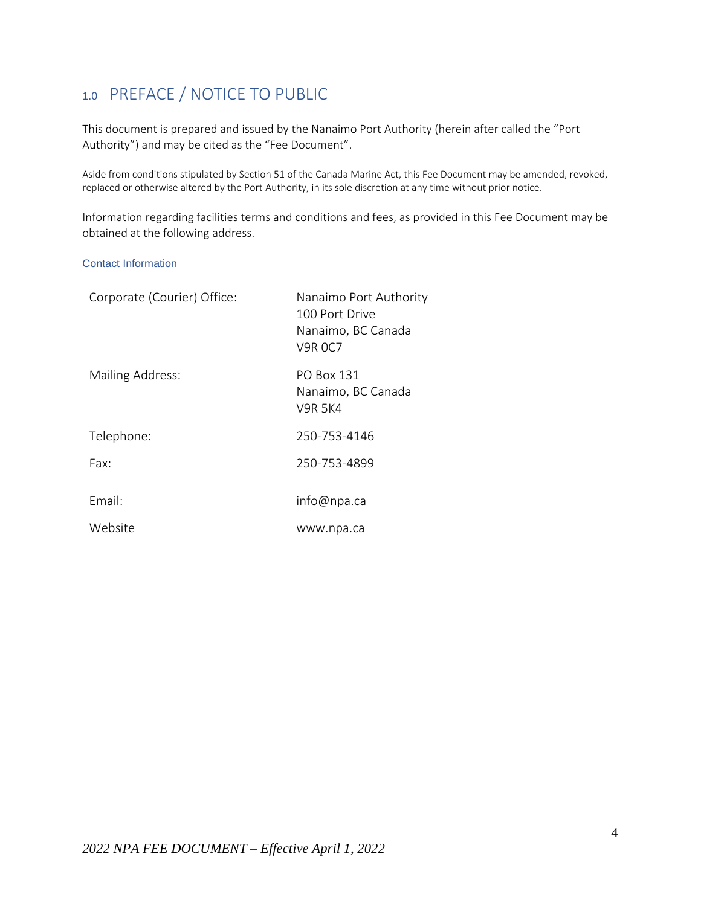## 1.0 PREFACE / NOTICE TO PUBLIC

This document is prepared and issued by the Nanaimo Port Authority (herein after called the "Port Authority") and may be cited as the "Fee Document".

Aside from conditions stipulated by Section 51 of the Canada Marine Act, this Fee Document may be amended, revoked, replaced or otherwise altered by the Port Authority, in its sole discretion at any time without prior notice.

Information regarding facilities terms and conditions and fees, as provided in this Fee Document may be obtained at the following address.

### Contact Information

| | |
|---|---|
| Corporate (Courier) Office: | Nanaimo Port Authority<br>100 Port Drive<br>Nanaimo, BC Canada<br>V9R 0C7 |
| Mailing Address: | PO Box 131<br>Nanaimo, BC Canada<br>V9R 5K4 |
| Telephone: | 250-753-4146 |
| Fax: | 250-753-4899 |
| Email: | info@npa.ca |
| Website | www.npa.ca |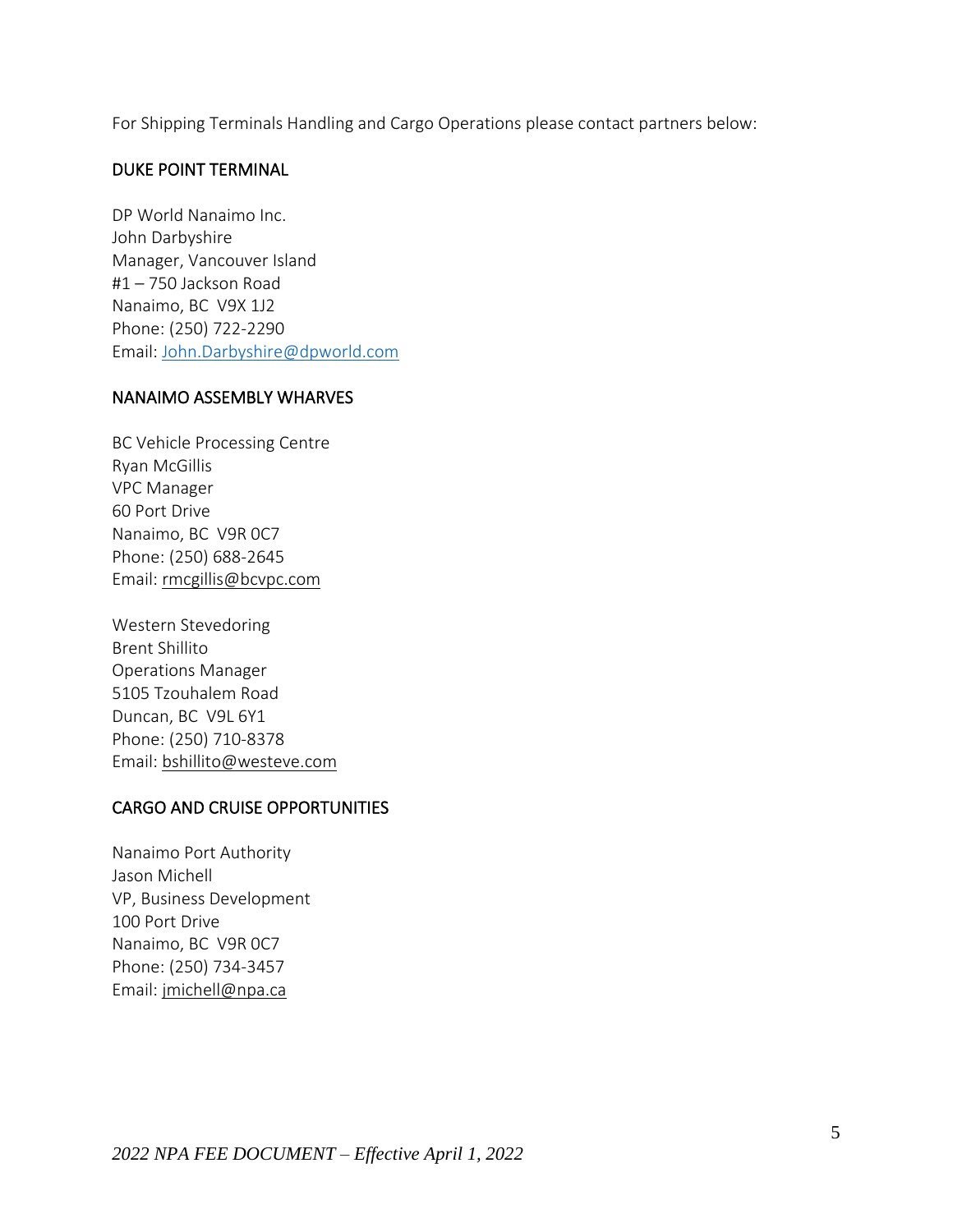For Shipping Terminals Handling and Cargo Operations please contact partners below:

## DUKE POINT TERMINAL

DP World Nanaimo Inc.  
John Darbyshire  
Manager, Vancouver Island  
#1 – 750 Jackson Road  
Nanaimo, BC V9X 1J2  
Phone: (250) 722-2290  
Email: John.Darbyshire@dpworld.com

## NANAIMO ASSEMBLY WHARVES

BC Vehicle Processing Centre  
Ryan McGillis  
VPC Manager  
60 Port Drive  
Nanaimo, BC V9R 0C7  
Phone: (250) 688-2645  
Email: rmcgillis@bcvpc.com

Western Stevedoring  
Brent Shillito  
Operations Manager  
5105 Tzouhalem Road  
Duncan, BC V9L 6Y1  
Phone: (250) 710-8378  
Email: bshillito@westeve.com

## CARGO AND CRUISE OPPORTUNITIES

Nanaimo Port Authority  
Jason Michell  
VP, Business Development  
100 Port Drive  
Nanaimo, BC V9R 0C7  
Phone: (250) 734-3457  
Email: jmichell@npa.ca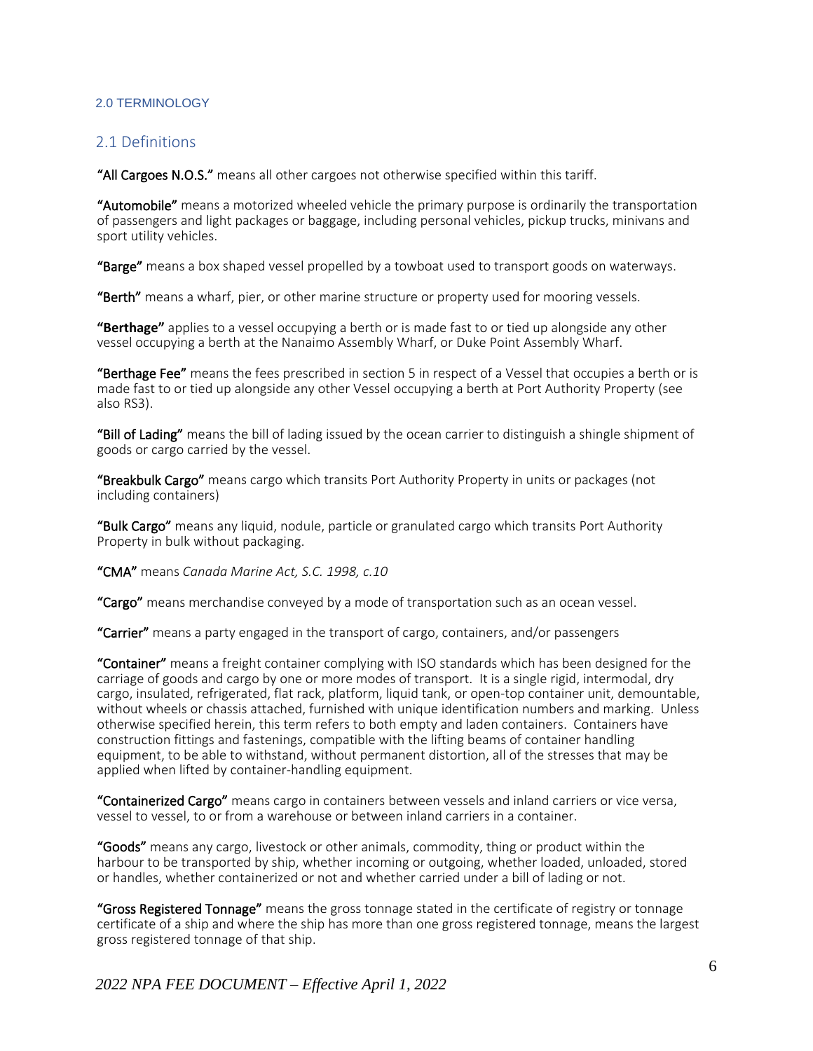# 2.0 TERMINOLOGY

## 2.1 Definitions

**"All Cargoes N.O.S."** means all other cargoes not otherwise specified within this tariff.

**"Automobile"** means a motorized wheeled vehicle the primary purpose is ordinarily the transportation of passengers and light packages or baggage, including personal vehicles, pickup trucks, minivans and sport utility vehicles.

**"Barge"** means a box shaped vessel propelled by a towboat used to transport goods on waterways.

**"Berth"** means a wharf, pier, or other marine structure or property used for mooring vessels.

**"Berthage"** applies to a vessel occupying a berth or is made fast to or tied up alongside any other vessel occupying a berth at the Nanaimo Assembly Wharf, or Duke Point Assembly Wharf.

**"Berthage Fee"** means the fees prescribed in section 5 in respect of a Vessel that occupies a berth or is made fast to or tied up alongside any other Vessel occupying a berth at Port Authority Property (see also RS3).

**"Bill of Lading"** means the bill of lading issued by the ocean carrier to distinguish a shingle shipment of goods or cargo carried by the vessel.

**"Breakbulk Cargo"** means cargo which transits Port Authority Property in units or packages (not including containers)

**"Bulk Cargo"** means any liquid, nodule, particle or granulated cargo which transits Port Authority Property in bulk without packaging.

**"CMA"** means *Canada Marine Act, S.C. 1998, c.10*

**"Cargo"** means merchandise conveyed by a mode of transportation such as an ocean vessel.

**"Carrier"** means a party engaged in the transport of cargo, containers, and/or passengers

**"Container"** means a freight container complying with ISO standards which has been designed for the carriage of goods and cargo by one or more modes of transport. It is a single rigid, intermodal, dry cargo, insulated, refrigerated, flat rack, platform, liquid tank, or open-top container unit, demountable, without wheels or chassis attached, furnished with unique identification numbers and marking. Unless otherwise specified herein, this term refers to both empty and laden containers. Containers have construction fittings and fastenings, compatible with the lifting beams of container handling equipment, to be able to withstand, without permanent distortion, all of the stresses that may be applied when lifted by container-handling equipment.

**"Containerized Cargo"** means cargo in containers between vessels and inland carriers or vice versa, vessel to vessel, to or from a warehouse or between inland carriers in a container.

**"Goods"** means any cargo, livestock or other animals, commodity, thing or product within the harbour to be transported by ship, whether incoming or outgoing, whether loaded, unloaded, stored or handles, whether containerized or not and whether carried under a bill of lading or not.

**"Gross Registered Tonnage"** means the gross tonnage stated in the certificate of registry or tonnage certificate of a ship and where the ship has more than one gross registered tonnage, means the largest gross registered tonnage of that ship.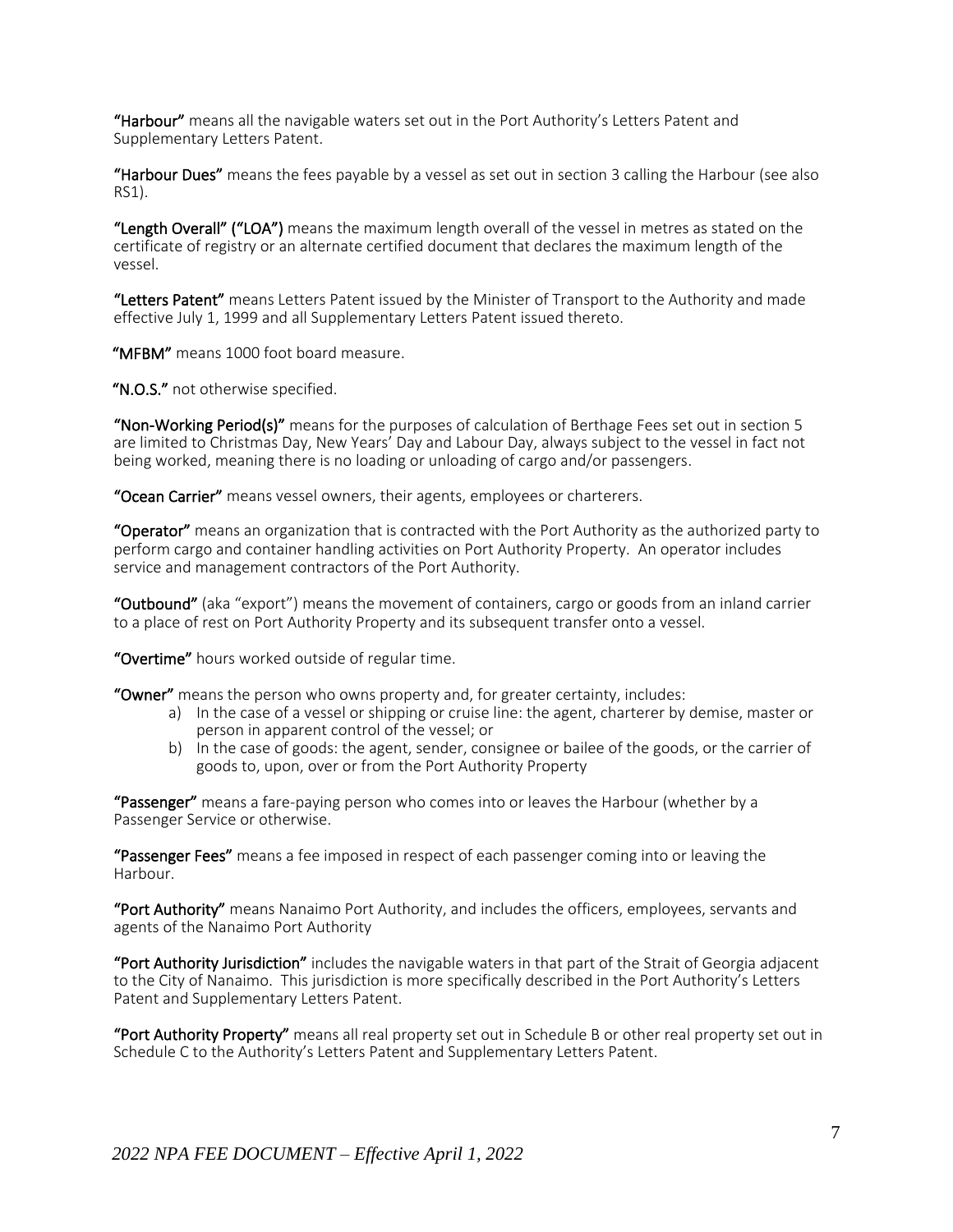**"Harbour"** means all the navigable waters set out in the Port Authority's Letters Patent and Supplementary Letters Patent.

**"Harbour Dues"** means the fees payable by a vessel as set out in section 3 calling the Harbour (see also RS1).

**"Length Overall" ("LOA")** means the maximum length overall of the vessel in metres as stated on the certificate of registry or an alternate certified document that declares the maximum length of the vessel.

**"Letters Patent"** means Letters Patent issued by the Minister of Transport to the Authority and made effective July 1, 1999 and all Supplementary Letters Patent issued thereto.

**"MFBM"** means 1000 foot board measure.

**"N.O.S."** not otherwise specified.

**"Non-Working Period(s)"** means for the purposes of calculation of Berthage Fees set out in section 5 are limited to Christmas Day, New Years' Day and Labour Day, always subject to the vessel in fact not being worked, meaning there is no loading or unloading of cargo and/or passengers.

**"Ocean Carrier"** means vessel owners, their agents, employees or charterers.

**"Operator"** means an organization that is contracted with the Port Authority as the authorized party to perform cargo and container handling activities on Port Authority Property. An operator includes service and management contractors of the Port Authority.

**"Outbound"** (aka "export") means the movement of containers, cargo or goods from an inland carrier to a place of rest on Port Authority Property and its subsequent transfer onto a vessel.

**"Overtime"** hours worked outside of regular time.

**"Owner"** means the person who owns property and, for greater certainty, includes:

a) In the case of a vessel or shipping or cruise line: the agent, charterer by demise, master or person in apparent control of the vessel; or
b) In the case of goods: the agent, sender, consignee or bailee of the goods, or the carrier of goods to, upon, over or from the Port Authority Property

**"Passenger"** means a fare-paying person who comes into or leaves the Harbour (whether by a Passenger Service or otherwise.

**"Passenger Fees"** means a fee imposed in respect of each passenger coming into or leaving the Harbour.

**"Port Authority"** means Nanaimo Port Authority, and includes the officers, employees, servants and agents of the Nanaimo Port Authority

**"Port Authority Jurisdiction"** includes the navigable waters in that part of the Strait of Georgia adjacent to the City of Nanaimo. This jurisdiction is more specifically described in the Port Authority's Letters Patent and Supplementary Letters Patent.

**"Port Authority Property"** means all real property set out in Schedule B or other real property set out in Schedule C to the Authority's Letters Patent and Supplementary Letters Patent.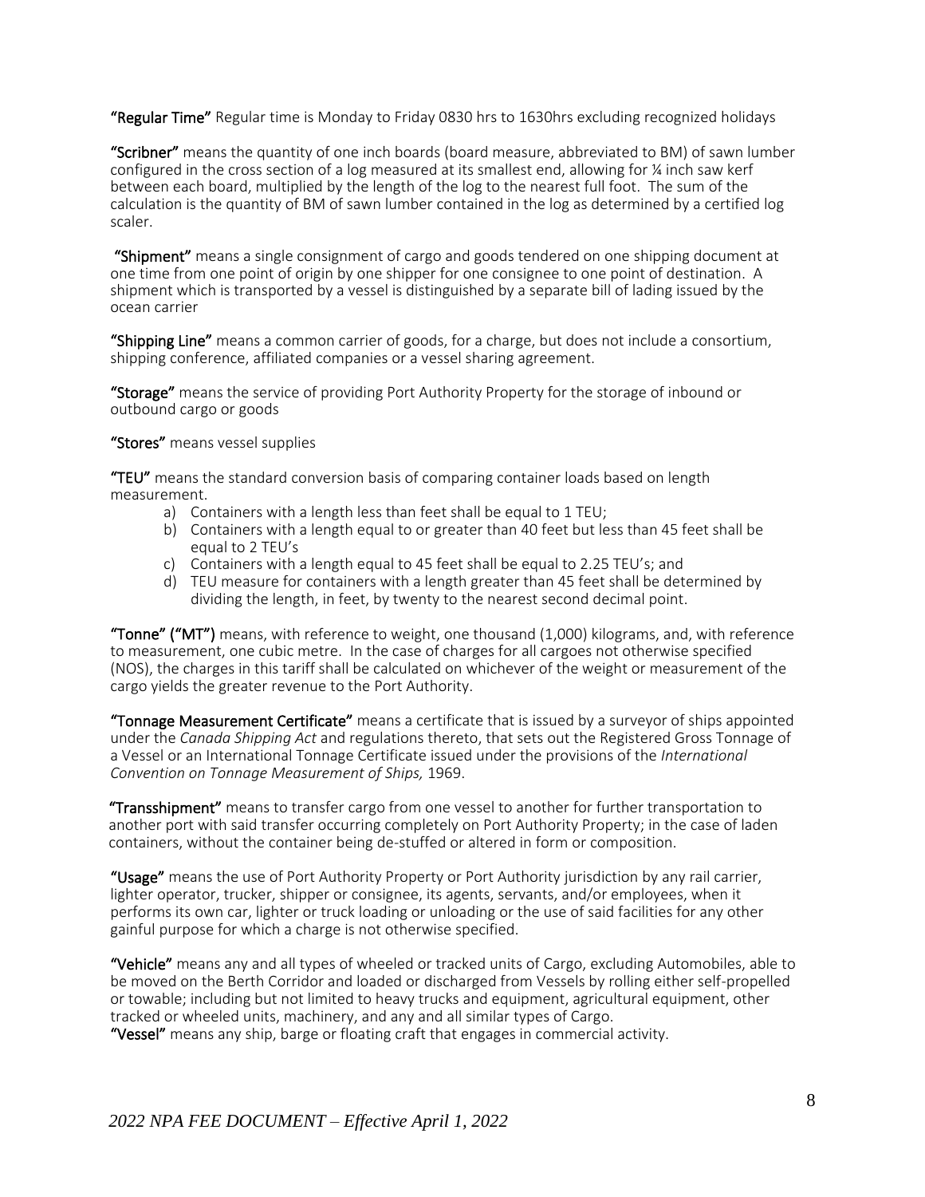**"Regular Time"** Regular time is Monday to Friday 0830 hrs to 1630hrs excluding recognized holidays

**"Scribner"** means the quantity of one inch boards (board measure, abbreviated to BM) of sawn lumber configured in the cross section of a log measured at its smallest end, allowing for ¼ inch saw kerf between each board, multiplied by the length of the log to the nearest full foot. The sum of the calculation is the quantity of BM of sawn lumber contained in the log as determined by a certified log scaler.

**"Shipment"** means a single consignment of cargo and goods tendered on one shipping document at one time from one point of origin by one shipper for one consignee to one point of destination. A shipment which is transported by a vessel is distinguished by a separate bill of lading issued by the ocean carrier

**"Shipping Line"** means a common carrier of goods, for a charge, but does not include a consortium, shipping conference, affiliated companies or a vessel sharing agreement.

**"Storage"** means the service of providing Port Authority Property for the storage of inbound or outbound cargo or goods

**"Stores"** means vessel supplies

**"TEU"** means the standard conversion basis of comparing container loads based on length measurement.

a) Containers with a length less than feet shall be equal to 1 TEU;
b) Containers with a length equal to or greater than 40 feet but less than 45 feet shall be equal to 2 TEU's
c) Containers with a length equal to 45 feet shall be equal to 2.25 TEU's; and
d) TEU measure for containers with a length greater than 45 feet shall be determined by dividing the length, in feet, by twenty to the nearest second decimal point.

**"Tonne" ("MT")** means, with reference to weight, one thousand (1,000) kilograms, and, with reference to measurement, one cubic metre. In the case of charges for all cargoes not otherwise specified (NOS), the charges in this tariff shall be calculated on whichever of the weight or measurement of the cargo yields the greater revenue to the Port Authority.

**"Tonnage Measurement Certificate"** means a certificate that is issued by a surveyor of ships appointed under the *Canada Shipping Act* and regulations thereto, that sets out the Registered Gross Tonnage of a Vessel or an International Tonnage Certificate issued under the provisions of the *International Convention on Tonnage Measurement of Ships,* 1969.

**"Transshipment"** means to transfer cargo from one vessel to another for further transportation to another port with said transfer occurring completely on Port Authority Property; in the case of laden containers, without the container being de-stuffed or altered in form or composition.

**"Usage"** means the use of Port Authority Property or Port Authority jurisdiction by any rail carrier, lighter operator, trucker, shipper or consignee, its agents, servants, and/or employees, when it performs its own car, lighter or truck loading or unloading or the use of said facilities for any other gainful purpose for which a charge is not otherwise specified.

**"Vehicle"** means any and all types of wheeled or tracked units of Cargo, excluding Automobiles, able to be moved on the Berth Corridor and loaded or discharged from Vessels by rolling either self-propelled or towable; including but not limited to heavy trucks and equipment, agricultural equipment, other tracked or wheeled units, machinery, and any and all similar types of Cargo.

**"Vessel"** means any ship, barge or floating craft that engages in commercial activity.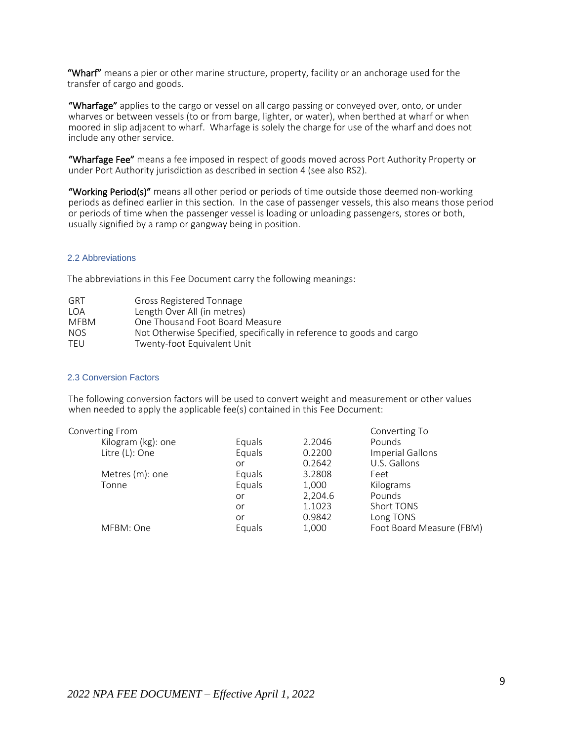**"Wharf"** means a pier or other marine structure, property, facility or an anchorage used for the transfer of cargo and goods.

**"Wharfage"** applies to the cargo or vessel on all cargo passing or conveyed over, onto, or under wharves or between vessels (to or from barge, lighter, or water), when berthed at wharf or when moored in slip adjacent to wharf. Wharfage is solely the charge for use of the wharf and does not include any other service.

**"Wharfage Fee"** means a fee imposed in respect of goods moved across Port Authority Property or under Port Authority jurisdiction as described in section 4 (see also RS2).

**"Working Period(s)"** means all other period or periods of time outside those deemed non-working periods as defined earlier in this section. In the case of passenger vessels, this also means those period or periods of time when the passenger vessel is loading or unloading passengers, stores or both, usually signified by a ramp or gangway being in position.

## 2.2 Abbreviations

The abbreviations in this Fee Document carry the following meanings:

| | |
|---|---|
| GRT | Gross Registered Tonnage |
| LOA | Length Over All (in metres) |
| MFBM | One Thousand Foot Board Measure |
| NOS | Not Otherwise Specified, specifically in reference to goods and cargo |
| TEU | Twenty-foot Equivalent Unit |

## 2.3 Conversion Factors

The following conversion factors will be used to convert weight and measurement or other values when needed to apply the applicable fee(s) contained in this Fee Document:

| Converting From | | | Converting To |
|---|---|---|---|
| Kilogram (kg): one | Equals | 2.2046 | Pounds |
| Litre (L): One | Equals | 0.2200 | Imperial Gallons |
| | or | 0.2642 | U.S. Gallons |
| Metres (m): one | Equals | 3.2808 | Feet |
| Tonne | Equals | 1,000 | Kilograms |
| | or | 2,204.6 | Pounds |
| | or | 1.1023 | Short TONS |
| | or | 0.9842 | Long TONS |
| MFBM: One | Equals | 1,000 | Foot Board Measure (FBM) |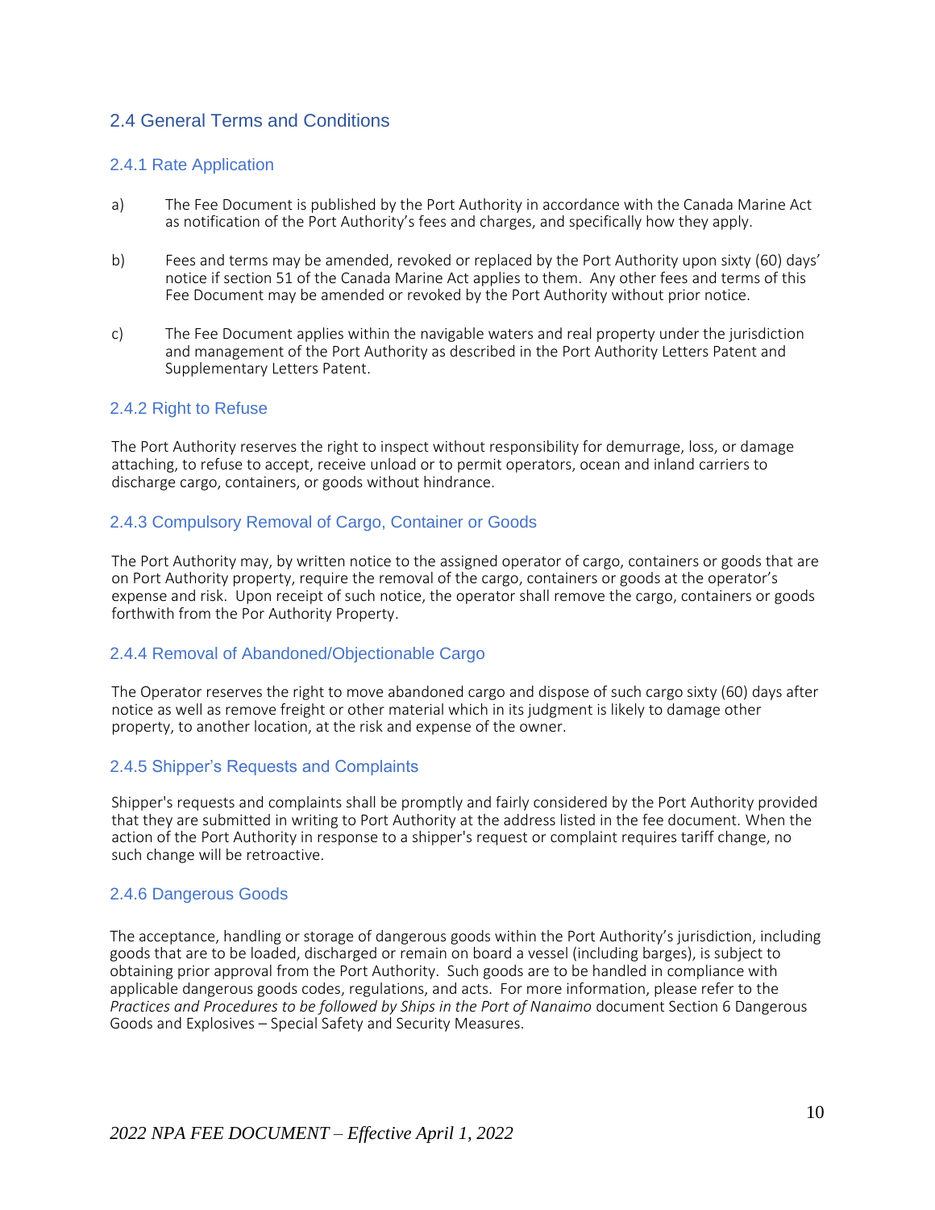## 2.4 General Terms and Conditions

### 2.4.1 Rate Application

a) The Fee Document is published by the Port Authority in accordance with the Canada Marine Act as notification of the Port Authority's fees and charges, and specifically how they apply.

b) Fees and terms may be amended, revoked or replaced by the Port Authority upon sixty (60) days' notice if section 51 of the Canada Marine Act applies to them. Any other fees and terms of this Fee Document may be amended or revoked by the Port Authority without prior notice.

c) The Fee Document applies within the navigable waters and real property under the jurisdiction and management of the Port Authority as described in the Port Authority Letters Patent and Supplementary Letters Patent.

### 2.4.2 Right to Refuse

The Port Authority reserves the right to inspect without responsibility for demurrage, loss, or damage attaching, to refuse to accept, receive unload or to permit operators, ocean and inland carriers to discharge cargo, containers, or goods without hindrance.

### 2.4.3 Compulsory Removal of Cargo, Container or Goods

The Port Authority may, by written notice to the assigned operator of cargo, containers or goods that are on Port Authority property, require the removal of the cargo, containers or goods at the operator's expense and risk. Upon receipt of such notice, the operator shall remove the cargo, containers or goods forthwith from the Por Authority Property.

### 2.4.4 Removal of Abandoned/Objectionable Cargo

The Operator reserves the right to move abandoned cargo and dispose of such cargo sixty (60) days after notice as well as remove freight or other material which in its judgment is likely to damage other property, to another location, at the risk and expense of the owner.

### 2.4.5 Shipper's Requests and Complaints

Shipper's requests and complaints shall be promptly and fairly considered by the Port Authority provided that they are submitted in writing to Port Authority at the address listed in the fee document. When the action of the Port Authority in response to a shipper's request or complaint requires tariff change, no such change will be retroactive.

### 2.4.6 Dangerous Goods

The acceptance, handling or storage of dangerous goods within the Port Authority's jurisdiction, including goods that are to be loaded, discharged or remain on board a vessel (including barges), is subject to obtaining prior approval from the Port Authority. Such goods are to be handled in compliance with applicable dangerous goods codes, regulations, and acts. For more information, please refer to the *Practices and Procedures to be followed by Ships in the Port of Nanaimo* document Section 6 Dangerous Goods and Explosives – Special Safety and Security Measures.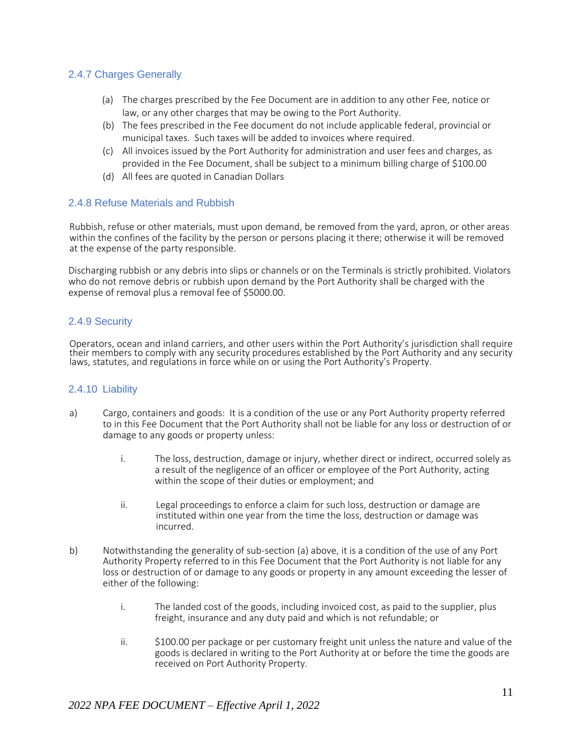### 2.4.7 Charges Generally

(a) The charges prescribed by the Fee Document are in addition to any other Fee, notice or law, or any other charges that may be owing to the Port Authority.
(b) The fees prescribed in the Fee document do not include applicable federal, provincial or municipal taxes. Such taxes will be added to invoices where required.
(c) All invoices issued by the Port Authority for administration and user fees and charges, as provided in the Fee Document, shall be subject to a minimum billing charge of $100.00
(d) All fees are quoted in Canadian Dollars

### 2.4.8 Refuse Materials and Rubbish

Rubbish, refuse or other materials, must upon demand, be removed from the yard, apron, or other areas within the confines of the facility by the person or persons placing it there; otherwise it will be removed at the expense of the party responsible.

Discharging rubbish or any debris into slips or channels or on the Terminals is strictly prohibited. Violators who do not remove debris or rubbish upon demand by the Port Authority shall be charged with the expense of removal plus a removal fee of $5000.00.

### 2.4.9 Security

Operators, ocean and inland carriers, and other users within the Port Authority's jurisdiction shall require their members to comply with any security procedures established by the Port Authority and any security laws, statutes, and regulations in force while on or using the Port Authority's Property.

### 2.4.10 Liability

a) Cargo, containers and goods: It is a condition of the use or any Port Authority property referred to in this Fee Document that the Port Authority shall not be liable for any loss or destruction of or damage to any goods or property unless:

   i. The loss, destruction, damage or injury, whether direct or indirect, occurred solely as a result of the negligence of an officer or employee of the Port Authority, acting within the scope of their duties or employment; and

   ii. Legal proceedings to enforce a claim for such loss, destruction or damage are instituted within one year from the time the loss, destruction or damage was incurred.

b) Notwithstanding the generality of sub-section (a) above, it is a condition of the use of any Port Authority Property referred to in this Fee Document that the Port Authority is not liable for any loss or destruction of or damage to any goods or property in any amount exceeding the lesser of either of the following:

   i. The landed cost of the goods, including invoiced cost, as paid to the supplier, plus freight, insurance and any duty paid and which is not refundable; or

   ii. $100.00 per package or per customary freight unit unless the nature and value of the goods is declared in writing to the Port Authority at or before the time the goods are received on Port Authority Property.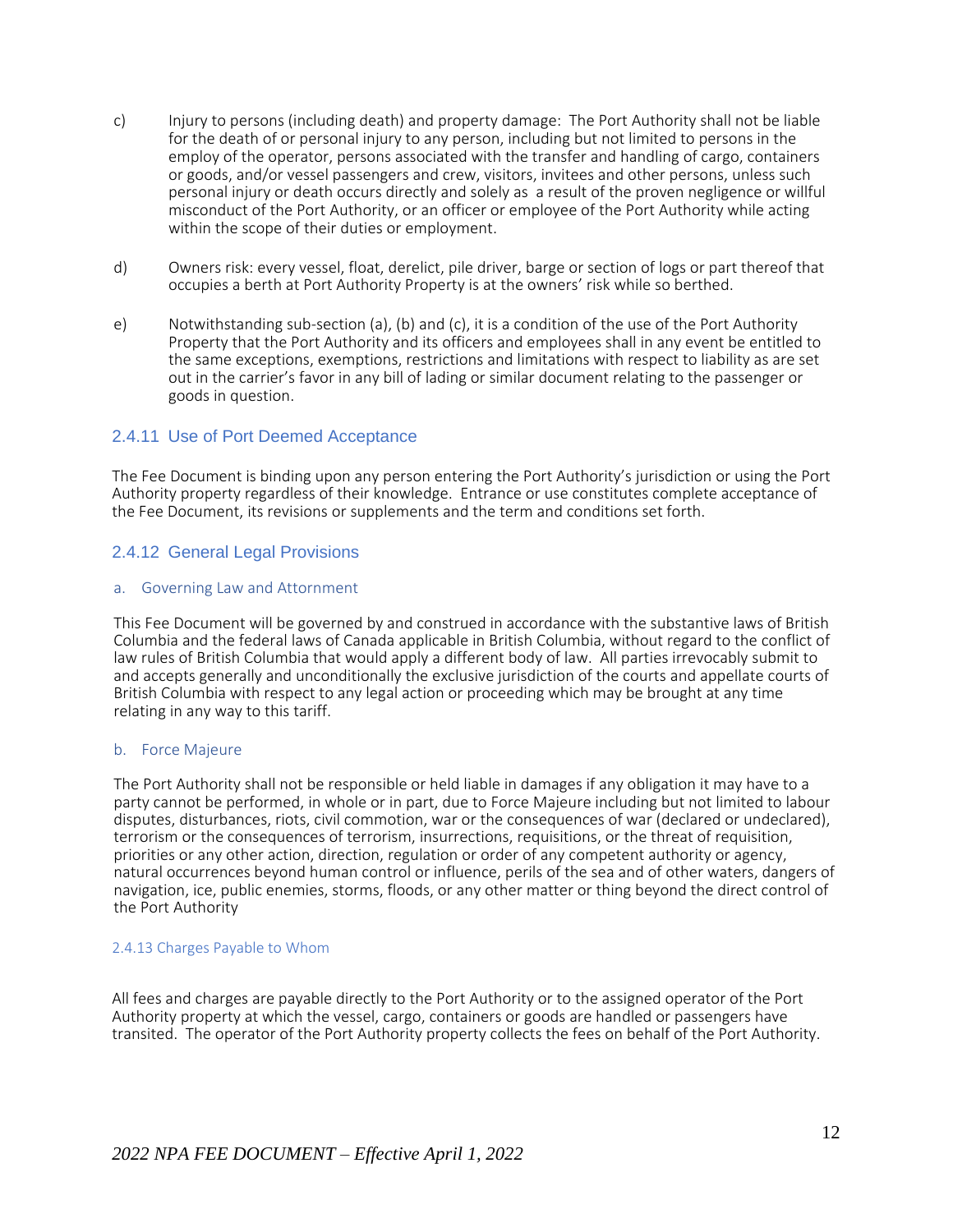c) Injury to persons (including death) and property damage: The Port Authority shall not be liable for the death of or personal injury to any person, including but not limited to persons in the employ of the operator, persons associated with the transfer and handling of cargo, containers or goods, and/or vessel passengers and crew, visitors, invitees and other persons, unless such personal injury or death occurs directly and solely as a result of the proven negligence or willful misconduct of the Port Authority, or an officer or employee of the Port Authority while acting within the scope of their duties or employment.

d) Owners risk: every vessel, float, derelict, pile driver, barge or section of logs or part thereof that occupies a berth at Port Authority Property is at the owners' risk while so berthed.

e) Notwithstanding sub-section (a), (b) and (c), it is a condition of the use of the Port Authority Property that the Port Authority and its officers and employees shall in any event be entitled to the same exceptions, exemptions, restrictions and limitations with respect to liability as are set out in the carrier's favor in any bill of lading or similar document relating to the passenger or goods in question.

### 2.4.11 Use of Port Deemed Acceptance

The Fee Document is binding upon any person entering the Port Authority's jurisdiction or using the Port Authority property regardless of their knowledge. Entrance or use constitutes complete acceptance of the Fee Document, its revisions or supplements and the term and conditions set forth.

### 2.4.12 General Legal Provisions

#### a. Governing Law and Attornment

This Fee Document will be governed by and construed in accordance with the substantive laws of British Columbia and the federal laws of Canada applicable in British Columbia, without regard to the conflict of law rules of British Columbia that would apply a different body of law. All parties irrevocably submit to and accepts generally and unconditionally the exclusive jurisdiction of the courts and appellate courts of British Columbia with respect to any legal action or proceeding which may be brought at any time relating in any way to this tariff.

#### b. Force Majeure

The Port Authority shall not be responsible or held liable in damages if any obligation it may have to a party cannot be performed, in whole or in part, due to Force Majeure including but not limited to labour disputes, disturbances, riots, civil commotion, war or the consequences of war (declared or undeclared), terrorism or the consequences of terrorism, insurrections, requisitions, or the threat of requisition, priorities or any other action, direction, regulation or order of any competent authority or agency, natural occurrences beyond human control or influence, perils of the sea and of other waters, dangers of navigation, ice, public enemies, storms, floods, or any other matter or thing beyond the direct control of the Port Authority

### 2.4.13 Charges Payable to Whom

All fees and charges are payable directly to the Port Authority or to the assigned operator of the Port Authority property at which the vessel, cargo, containers or goods are handled or passengers have transited. The operator of the Port Authority property collects the fees on behalf of the Port Authority.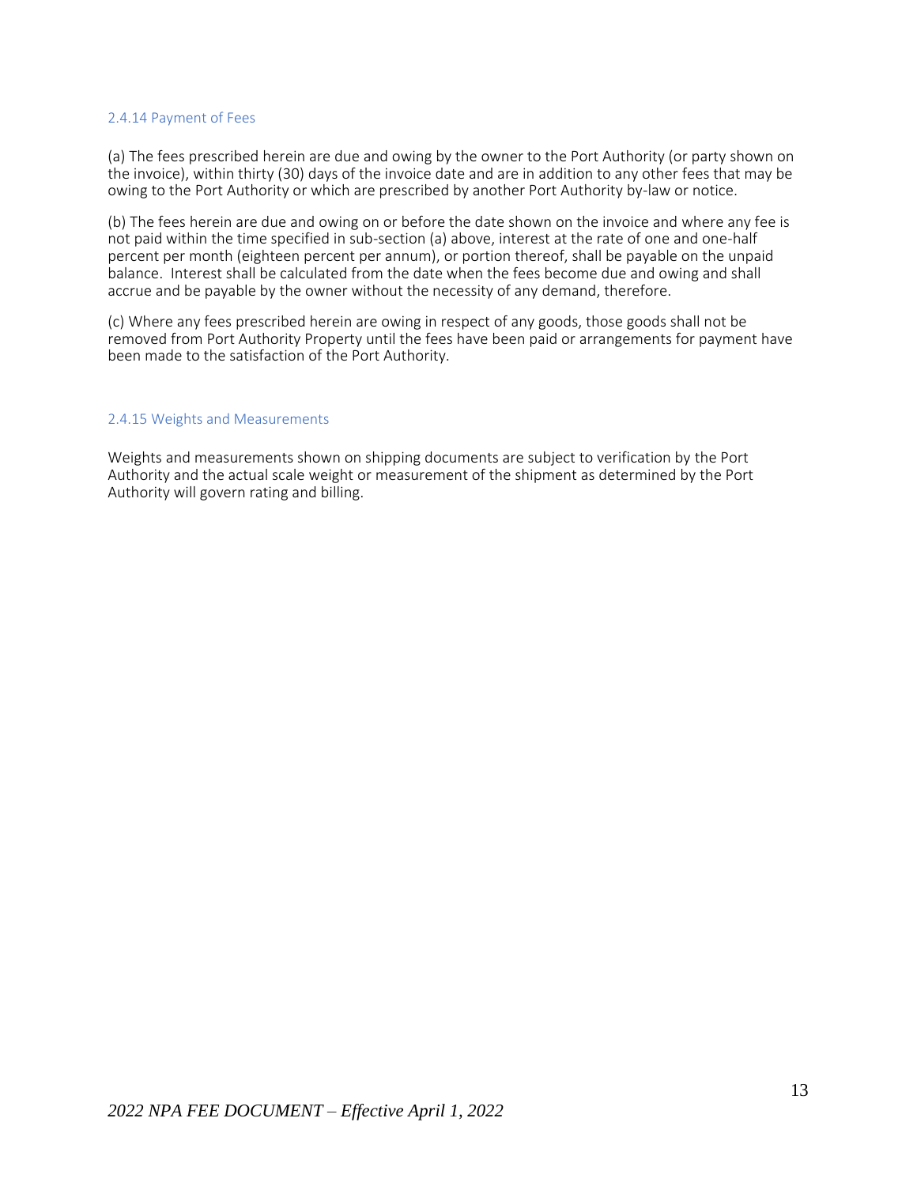### 2.4.14 Payment of Fees

(a) The fees prescribed herein are due and owing by the owner to the Port Authority (or party shown on the invoice), within thirty (30) days of the invoice date and are in addition to any other fees that may be owing to the Port Authority or which are prescribed by another Port Authority by-law or notice.

(b) The fees herein are due and owing on or before the date shown on the invoice and where any fee is not paid within the time specified in sub-section (a) above, interest at the rate of one and one-half percent per month (eighteen percent per annum), or portion thereof, shall be payable on the unpaid balance. Interest shall be calculated from the date when the fees become due and owing and shall accrue and be payable by the owner without the necessity of any demand, therefore.

(c) Where any fees prescribed herein are owing in respect of any goods, those goods shall not be removed from Port Authority Property until the fees have been paid or arrangements for payment have been made to the satisfaction of the Port Authority.

### 2.4.15 Weights and Measurements

Weights and measurements shown on shipping documents are subject to verification by the Port Authority and the actual scale weight or measurement of the shipment as determined by the Port Authority will govern rating and billing.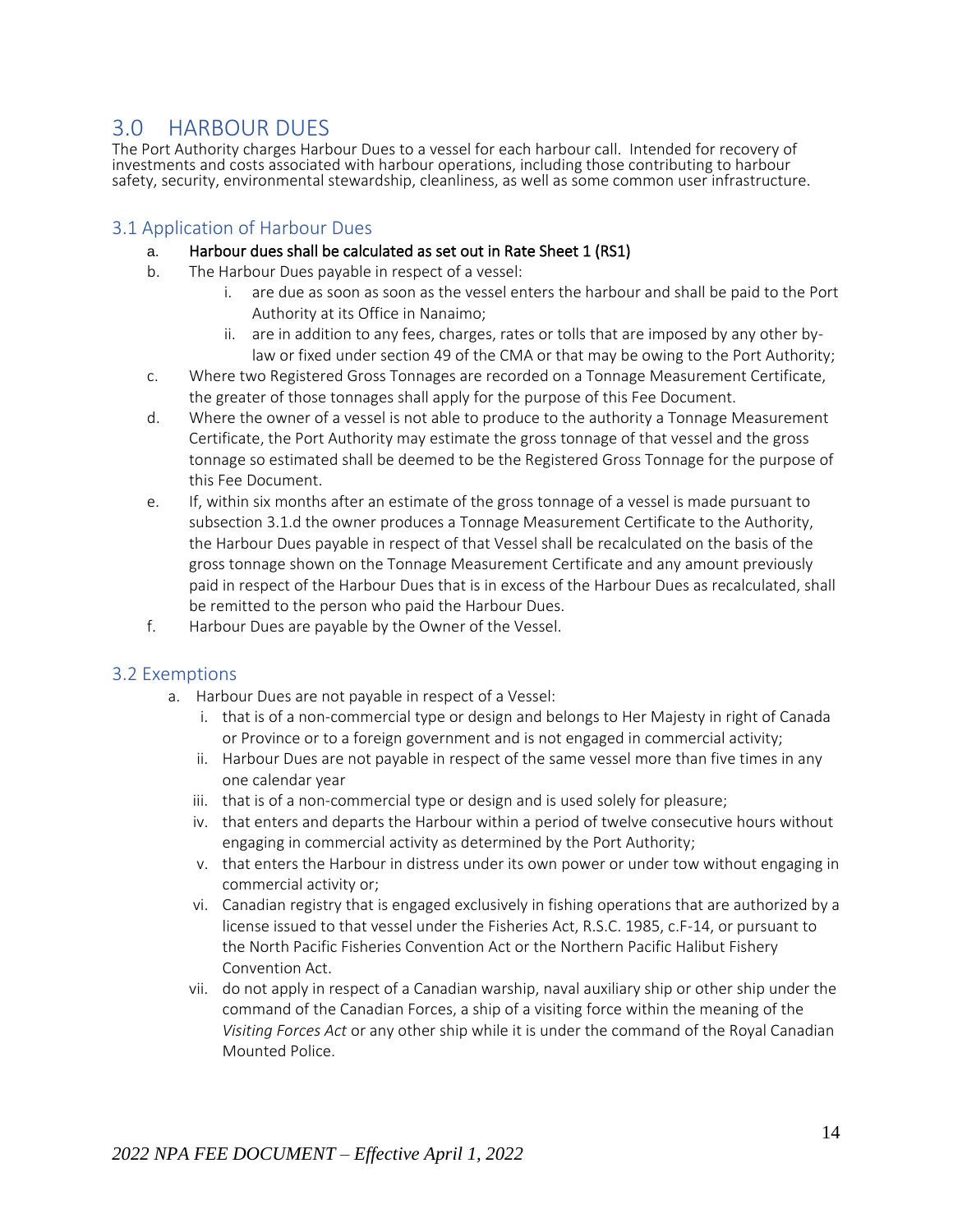## 3.0 HARBOUR DUES

The Port Authority charges Harbour Dues to a vessel for each harbour call. Intended for recovery of investments and costs associated with harbour operations, including those contributing to harbour safety, security, environmental stewardship, cleanliness, as well as some common user infrastructure.

### 3.1 Application of Harbour Dues

a. **Harbour dues shall be calculated as set out in Rate Sheet 1 (RS1)**

b. The Harbour Dues payable in respect of a vessel:

   i. are due as soon as soon as the vessel enters the harbour and shall be paid to the Port Authority at its Office in Nanaimo;

   ii. are in addition to any fees, charges, rates or tolls that are imposed by any other by-law or fixed under section 49 of the CMA or that may be owing to the Port Authority;

c. Where two Registered Gross Tonnages are recorded on a Tonnage Measurement Certificate, the greater of those tonnages shall apply for the purpose of this Fee Document.

d. Where the owner of a vessel is not able to produce to the authority a Tonnage Measurement Certificate, the Port Authority may estimate the gross tonnage of that vessel and the gross tonnage so estimated shall be deemed to be the Registered Gross Tonnage for the purpose of this Fee Document.

e. If, within six months after an estimate of the gross tonnage of a vessel is made pursuant to subsection 3.1.d the owner produces a Tonnage Measurement Certificate to the Authority, the Harbour Dues payable in respect of that Vessel shall be recalculated on the basis of the gross tonnage shown on the Tonnage Measurement Certificate and any amount previously paid in respect of the Harbour Dues that is in excess of the Harbour Dues as recalculated, shall be remitted to the person who paid the Harbour Dues.

f. Harbour Dues are payable by the Owner of the Vessel.

### 3.2 Exemptions

a. Harbour Dues are not payable in respect of a Vessel:

   i. that is of a non-commercial type or design and belongs to Her Majesty in right of Canada or Province or to a foreign government and is not engaged in commercial activity;

   ii. Harbour Dues are not payable in respect of the same vessel more than five times in any one calendar year

   iii. that is of a non-commercial type or design and is used solely for pleasure;

   iv. that enters and departs the Harbour within a period of twelve consecutive hours without engaging in commercial activity as determined by the Port Authority;

   v. that enters the Harbour in distress under its own power or under tow without engaging in commercial activity or;

   vi. Canadian registry that is engaged exclusively in fishing operations that are authorized by a license issued to that vessel under the Fisheries Act, R.S.C. 1985, c.F-14, or pursuant to the North Pacific Fisheries Convention Act or the Northern Pacific Halibut Fishery Convention Act.

   vii. do not apply in respect of a Canadian warship, naval auxiliary ship or other ship under the command of the Canadian Forces, a ship of a visiting force within the meaning of the *Visiting Forces Act* or any other ship while it is under the command of the Royal Canadian Mounted Police.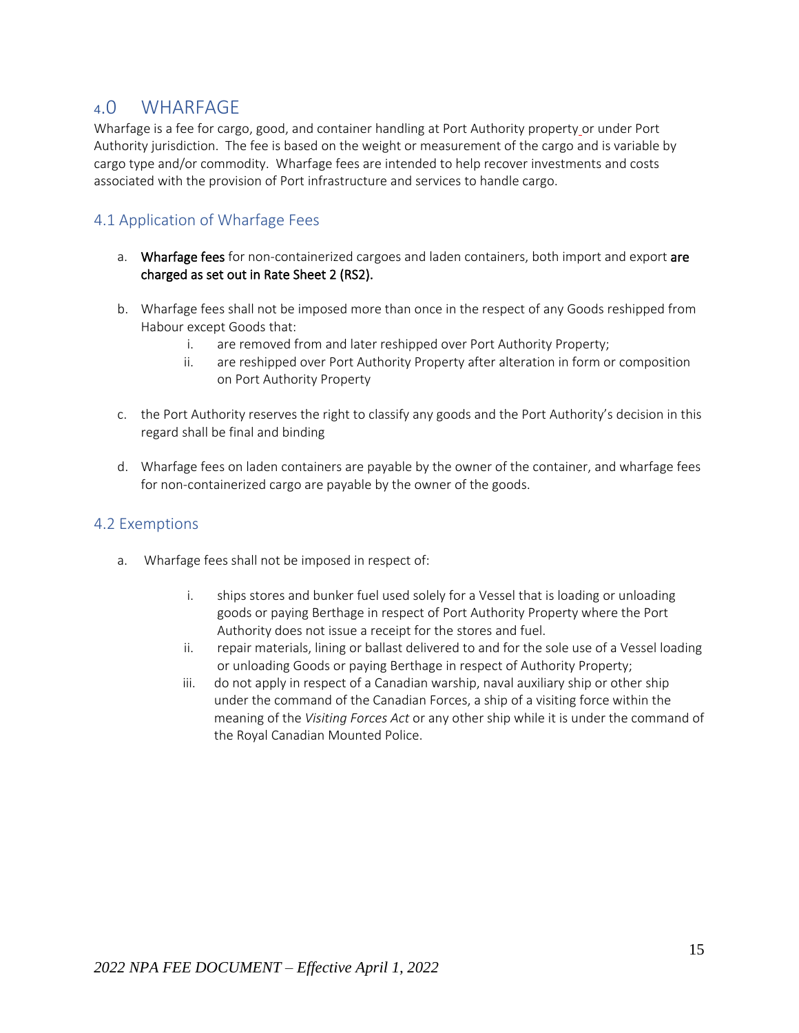# 4.0 WHARFAGE

Wharfage is a fee for cargo, good, and container handling at Port Authority property or under Port Authority jurisdiction. The fee is based on the weight or measurement of the cargo and is variable by cargo type and/or commodity. Wharfage fees are intended to help recover investments and costs associated with the provision of Port infrastructure and services to handle cargo.

## 4.1 Application of Wharfage Fees

a. **Wharfage fees** for non-containerized cargoes and laden containers, both import and export **are charged as set out in Rate Sheet 2 (RS2).**

b. Wharfage fees shall not be imposed more than once in the respect of any Goods reshipped from Habour except Goods that:
   i. are removed from and later reshipped over Port Authority Property;
   ii. are reshipped over Port Authority Property after alteration in form or composition on Port Authority Property

c. the Port Authority reserves the right to classify any goods and the Port Authority's decision in this regard shall be final and binding

d. Wharfage fees on laden containers are payable by the owner of the container, and wharfage fees for non-containerized cargo are payable by the owner of the goods.

## 4.2 Exemptions

a. Wharfage fees shall not be imposed in respect of:

   i. ships stores and bunker fuel used solely for a Vessel that is loading or unloading goods or paying Berthage in respect of Port Authority Property where the Port Authority does not issue a receipt for the stores and fuel.
   ii. repair materials, lining or ballast delivered to and for the sole use of a Vessel loading or unloading Goods or paying Berthage in respect of Authority Property;
   iii. do not apply in respect of a Canadian warship, naval auxiliary ship or other ship under the command of the Canadian Forces, a ship of a visiting force within the meaning of the *Visiting Forces Act* or any other ship while it is under the command of the Royal Canadian Mounted Police.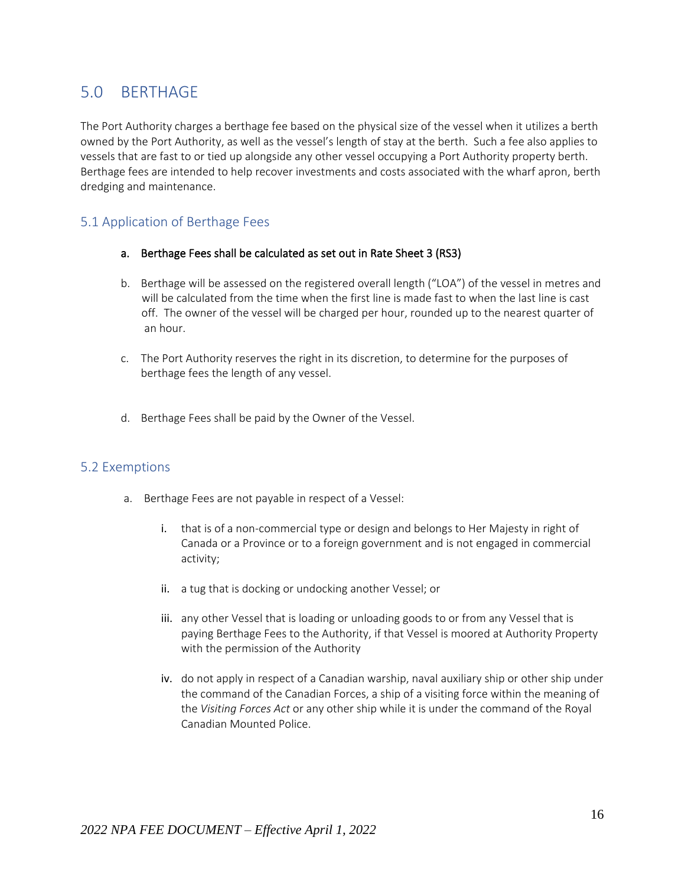## 5.0 BERTHAGE

The Port Authority charges a berthage fee based on the physical size of the vessel when it utilizes a berth owned by the Port Authority, as well as the vessel's length of stay at the berth. Such a fee also applies to vessels that are fast to or tied up alongside any other vessel occupying a Port Authority property berth. Berthage fees are intended to help recover investments and costs associated with the wharf apron, berth dredging and maintenance.

### 5.1 Application of Berthage Fees

a. Berthage Fees shall be calculated as set out in Rate Sheet 3 (RS3)

b. Berthage will be assessed on the registered overall length ("LOA") of the vessel in metres and will be calculated from the time when the first line is made fast to when the last line is cast off. The owner of the vessel will be charged per hour, rounded up to the nearest quarter of an hour.

c. The Port Authority reserves the right in its discretion, to determine for the purposes of berthage fees the length of any vessel.

d. Berthage Fees shall be paid by the Owner of the Vessel.

### 5.2 Exemptions

a. Berthage Fees are not payable in respect of a Vessel:

   i. that is of a non-commercial type or design and belongs to Her Majesty in right of Canada or a Province or to a foreign government and is not engaged in commercial activity;

   ii. a tug that is docking or undocking another Vessel; or

   iii. any other Vessel that is loading or unloading goods to or from any Vessel that is paying Berthage Fees to the Authority, if that Vessel is moored at Authority Property with the permission of the Authority

   iv. do not apply in respect of a Canadian warship, naval auxiliary ship or other ship under the command of the Canadian Forces, a ship of a visiting force within the meaning of the *Visiting Forces Act* or any other ship while it is under the command of the Royal Canadian Mounted Police.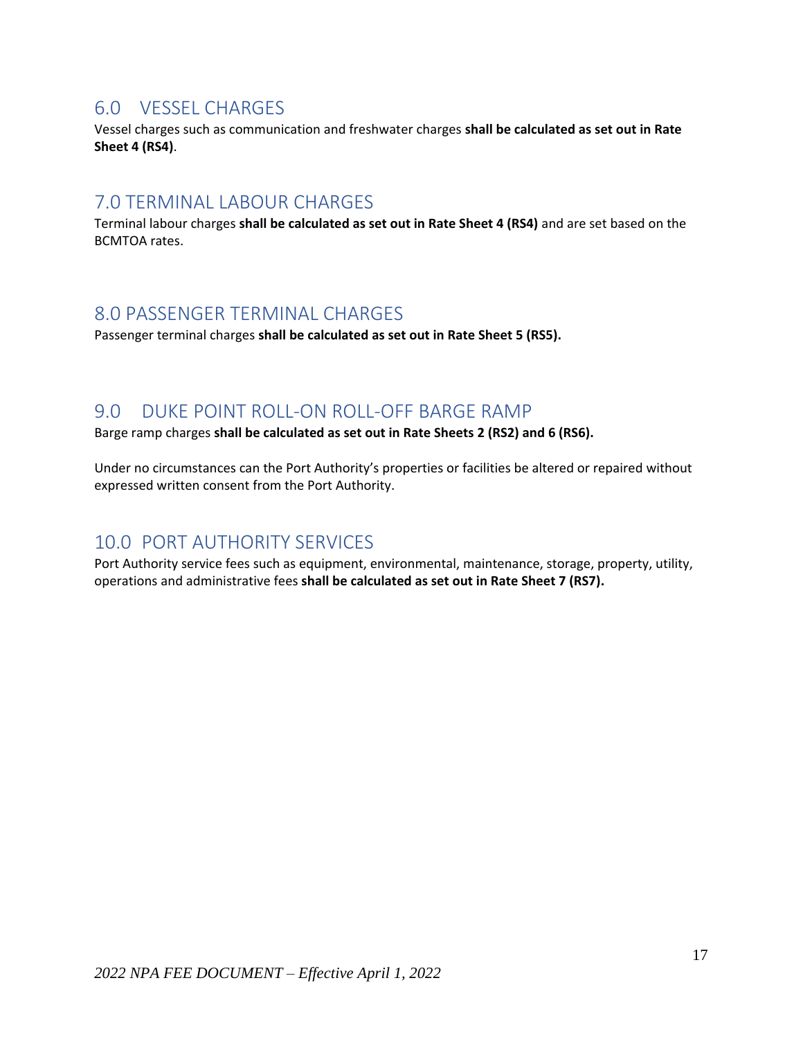## 6.0 VESSEL CHARGES

Vessel charges such as communication and freshwater charges **shall be calculated as set out in Rate Sheet 4 (RS4)**.

## 7.0 TERMINAL LABOUR CHARGES

Terminal labour charges **shall be calculated as set out in Rate Sheet 4 (RS4)** and are set based on the BCMTOA rates.

## 8.0 PASSENGER TERMINAL CHARGES

Passenger terminal charges **shall be calculated as set out in Rate Sheet 5 (RS5).**

## 9.0 DUKE POINT ROLL-ON ROLL-OFF BARGE RAMP

Barge ramp charges **shall be calculated as set out in Rate Sheets 2 (RS2) and 6 (RS6).**

Under no circumstances can the Port Authority's properties or facilities be altered or repaired without expressed written consent from the Port Authority.

## 10.0 PORT AUTHORITY SERVICES

Port Authority service fees such as equipment, environmental, maintenance, storage, property, utility, operations and administrative fees **shall be calculated as set out in Rate Sheet 7 (RS7).**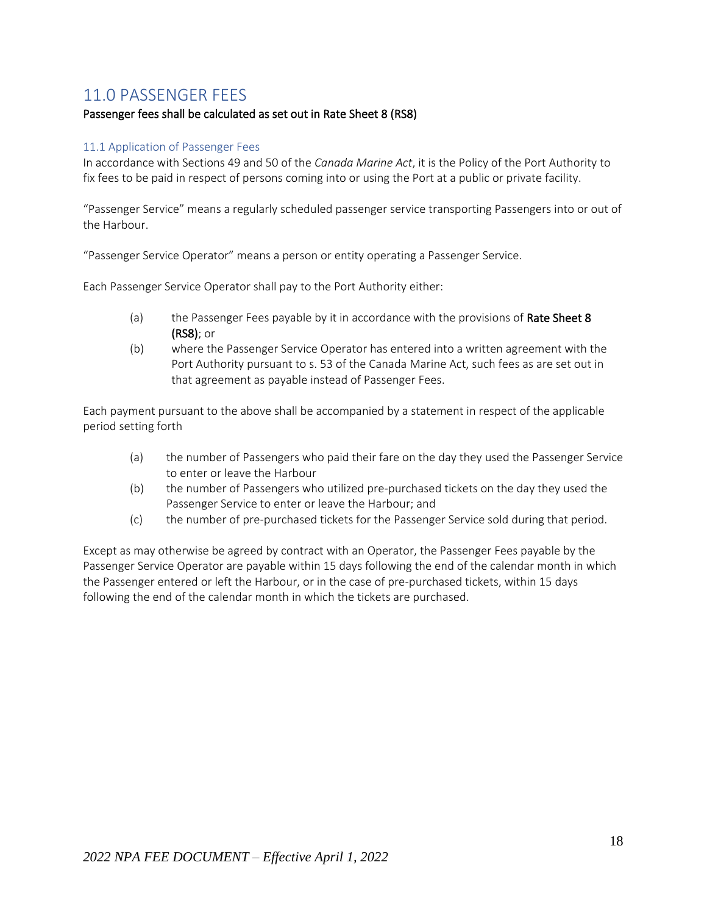# 11.0 PASSENGER FEES

**Passenger fees shall be calculated as set out in Rate Sheet 8 (RS8)**

## 11.1 Application of Passenger Fees

In accordance with Sections 49 and 50 of the *Canada Marine Act*, it is the Policy of the Port Authority to fix fees to be paid in respect of persons coming into or using the Port at a public or private facility.

"Passenger Service" means a regularly scheduled passenger service transporting Passengers into or out of the Harbour.

"Passenger Service Operator" means a person or entity operating a Passenger Service.

Each Passenger Service Operator shall pay to the Port Authority either:

(a) the Passenger Fees payable by it in accordance with the provisions of **Rate Sheet 8 (RS8)**; or

(b) where the Passenger Service Operator has entered into a written agreement with the Port Authority pursuant to s. 53 of the Canada Marine Act, such fees as are set out in that agreement as payable instead of Passenger Fees.

Each payment pursuant to the above shall be accompanied by a statement in respect of the applicable period setting forth

(a) the number of Passengers who paid their fare on the day they used the Passenger Service to enter or leave the Harbour

(b) the number of Passengers who utilized pre-purchased tickets on the day they used the Passenger Service to enter or leave the Harbour; and

(c) the number of pre-purchased tickets for the Passenger Service sold during that period.

Except as may otherwise be agreed by contract with an Operator, the Passenger Fees payable by the Passenger Service Operator are payable within 15 days following the end of the calendar month in which the Passenger entered or left the Harbour, or in the case of pre-purchased tickets, within 15 days following the end of the calendar month in which the tickets are purchased.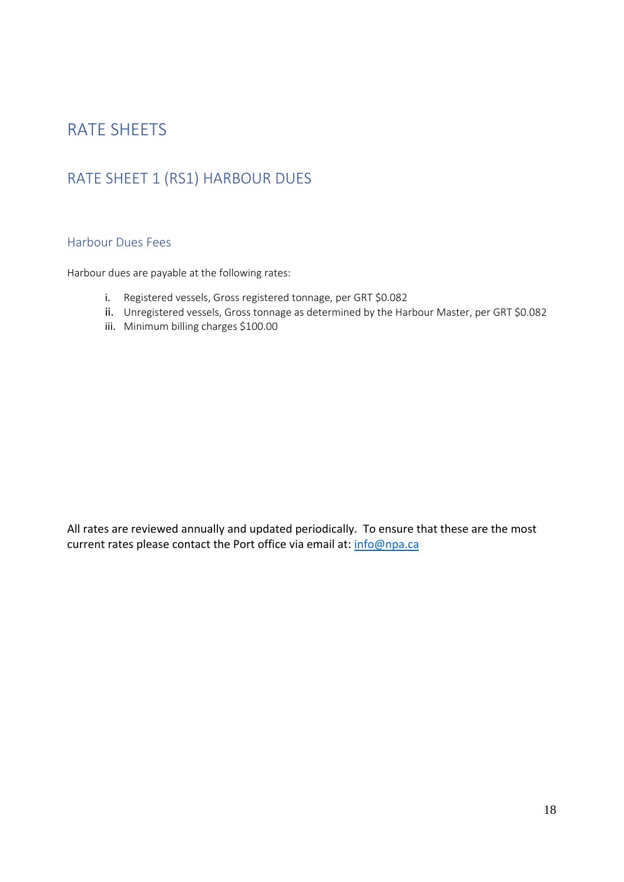# RATE SHEETS

## RATE SHEET 1 (RS1) HARBOUR DUES

### Harbour Dues Fees

Harbour dues are payable at the following rates:

i. Registered vessels, Gross registered tonnage, per GRT $0.082
ii. Unregistered vessels, Gross tonnage as determined by the Harbour Master, per GRT $0.082
iii. Minimum billing charges $100.00

All rates are reviewed annually and updated periodically. To ensure that these are the most current rates please contact the Port office via email at: info@npa.ca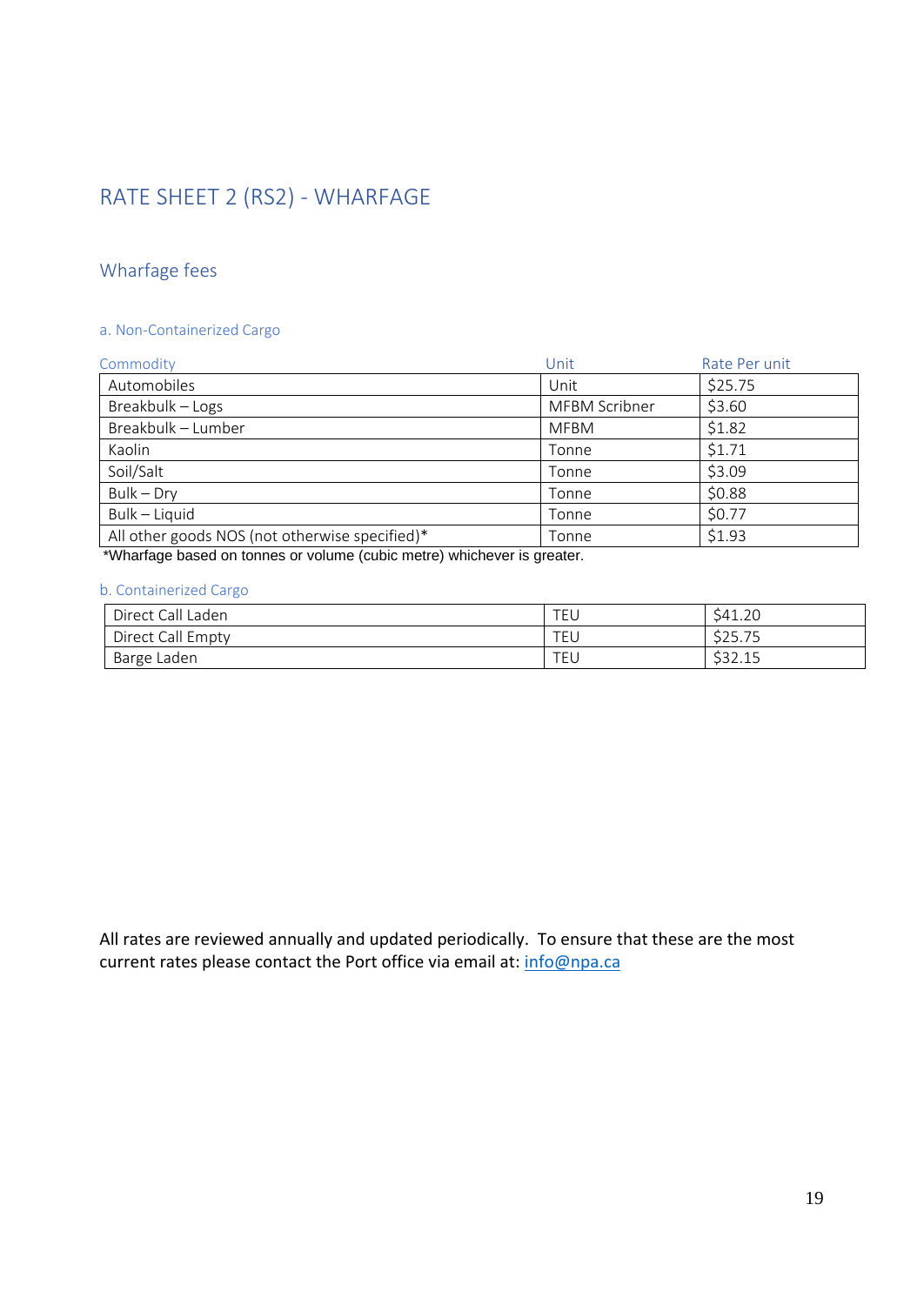# RATE SHEET 2 (RS2) - WHARFAGE

## Wharfage fees

### a. Non-Containerized Cargo

| Commodity | Unit | Rate Per unit |
|---|---|---|
| Automobiles | Unit | $25.75 |
| Breakbulk – Logs | MFBM Scribner | $3.60 |
| Breakbulk – Lumber | MFBM | $1.82 |
| Kaolin | Tonne | $1.71 |
| Soil/Salt | Tonne | $3.09 |
| Bulk – Dry | Tonne | $0.88 |
| Bulk – Liquid | Tonne | $0.77 |
| All other goods NOS (not otherwise specified)* | Tonne | $1.93 |

*Wharfage based on tonnes or volume (cubic metre) whichever is greater.

### b. Containerized Cargo

| | | |
|---|---|---|
| Direct Call Laden | TEU | $41.20 |
| Direct Call Empty | TEU | $25.75 |
| Barge Laden | TEU | $32.15 |

All rates are reviewed annually and updated periodically. To ensure that these are the most current rates please contact the Port office via email at: info@npa.ca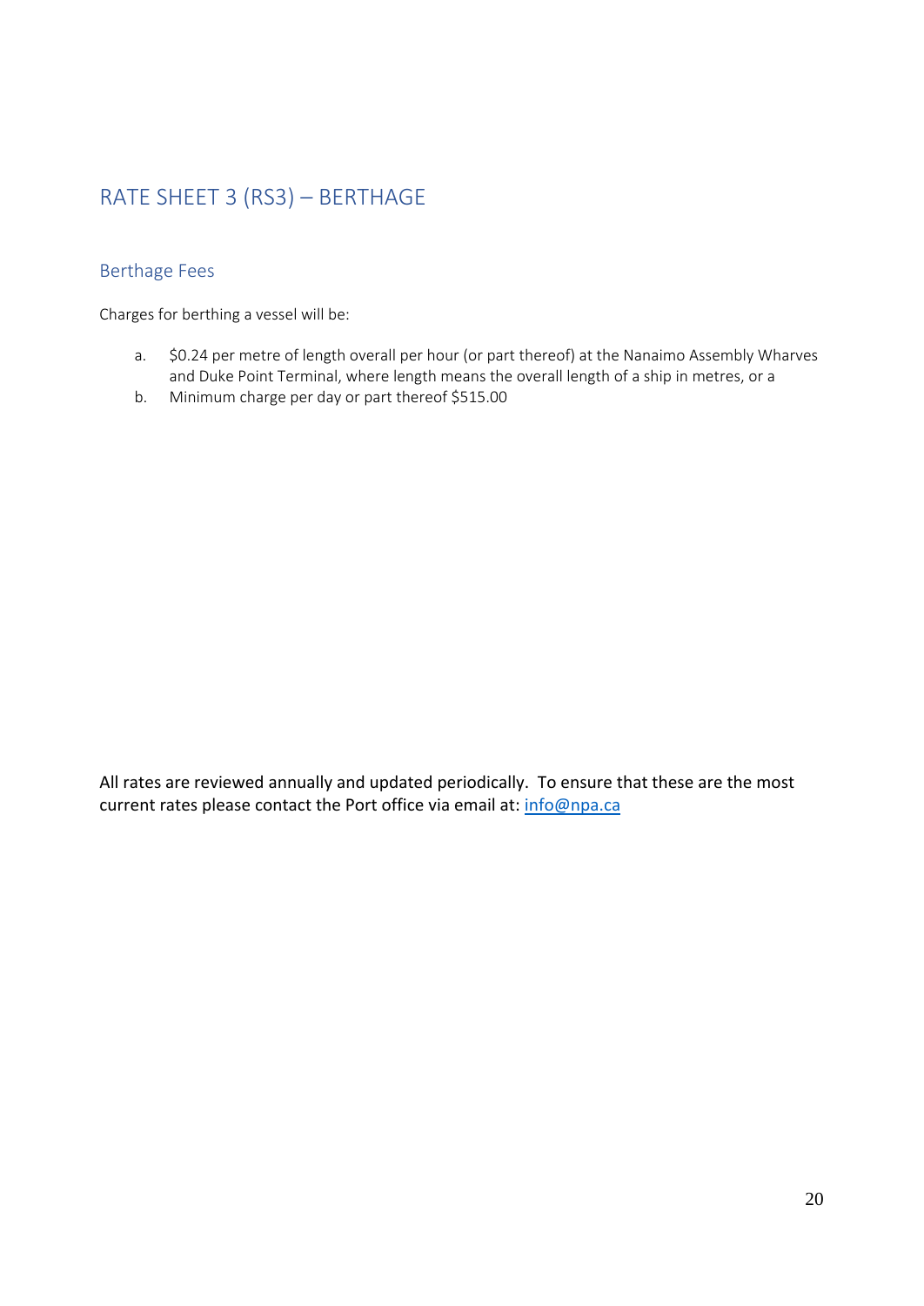# RATE SHEET 3 (RS3) – BERTHAGE

## Berthage Fees

Charges for berthing a vessel will be:

a. $0.24 per metre of length overall per hour (or part thereof) at the Nanaimo Assembly Wharves and Duke Point Terminal, where length means the overall length of a ship in metres, or a
b. Minimum charge per day or part thereof $515.00

All rates are reviewed annually and updated periodically. To ensure that these are the most current rates please contact the Port office via email at: [info@npa.ca](mailto:info@npa.ca)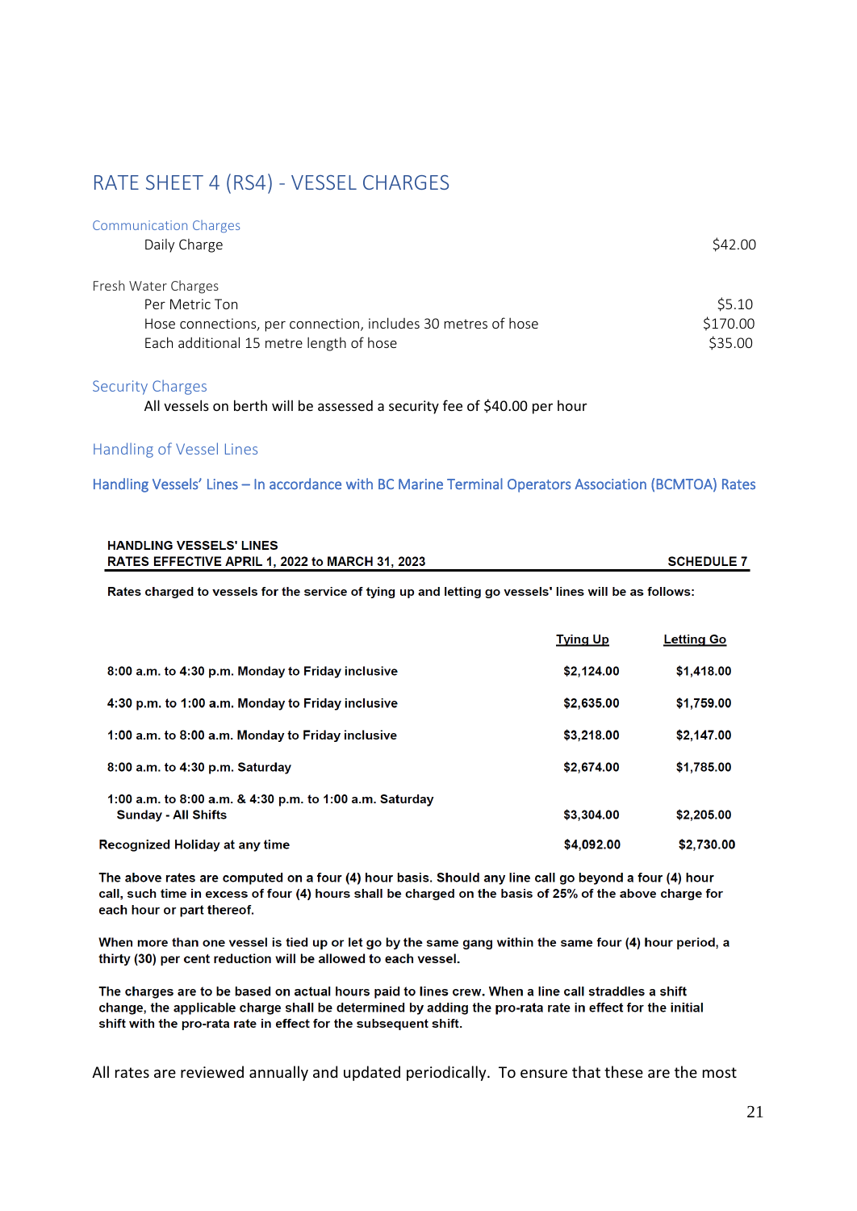# RATE SHEET 4 (RS4) - VESSEL CHARGES

### Communication Charges

| | |
|---|---|
| Daily Charge | $42.00 |

### Fresh Water Charges

| | |
|---|---|
| Per Metric Ton | $5.10 |
| Hose connections, per connection, includes 30 metres of hose | $170.00 |
| Each additional 15 metre length of hose | $35.00 |

### Security Charges

All vessels on berth will be assessed a security fee of $40.00 per hour

### Handling of Vessel Lines

**Handling Vessels' Lines – In accordance with BC Marine Terminal Operators Association (BCMTOA) Rates**

**HANDLING VESSELS' LINES**
**RATES EFFECTIVE APRIL 1, 2022 to MARCH 31, 2023** — **SCHEDULE 7**

**Rates charged to vessels for the service of tying up and letting go vessels' lines will be as follows:**

| | Tying Up | Letting Go |
|---|---|---|
| 8:00 a.m. to 4:30 p.m. Monday to Friday inclusive | $2,124.00 | $1,418.00 |
| 4:30 p.m. to 1:00 a.m. Monday to Friday inclusive | $2,635.00 | $1,759.00 |
| 1:00 a.m. to 8:00 a.m. Monday to Friday inclusive | $3,218.00 | $2,147.00 |
| 8:00 a.m. to 4:30 p.m. Saturday | $2,674.00 | $1,785.00 |
| 1:00 a.m. to 8:00 a.m. & 4:30 p.m. to 1:00 a.m. Saturday Sunday - All Shifts | $3,304.00 | $2,205.00 |
| Recognized Holiday at any time | $4,092.00 | $2,730.00 |

**The above rates are computed on a four (4) hour basis. Should any line call go beyond a four (4) hour call, such time in excess of four (4) hours shall be charged on the basis of 25% of the above charge for each hour or part thereof.**

**When more than one vessel is tied up or let go by the same gang within the same four (4) hour period, a thirty (30) per cent reduction will be allowed to each vessel.**

**The charges are to be based on actual hours paid to lines crew. When a line call straddles a shift change, the applicable charge shall be determined by adding the pro-rata rate in effect for the initial shift with the pro-rata rate in effect for the subsequent shift.**

All rates are reviewed annually and updated periodically. To ensure that these are the most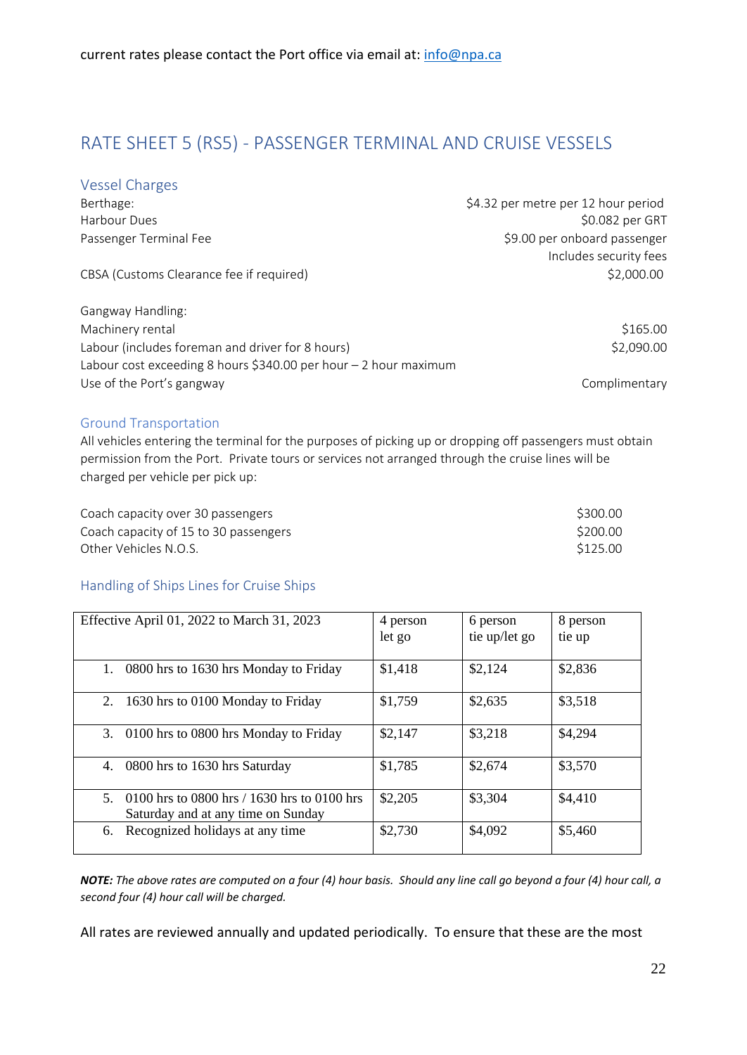current rates please contact the Port office via email at: info@npa.ca

## RATE SHEET 5 (RS5) - PASSENGER TERMINAL AND CRUISE VESSELS

### Vessel Charges

| | |
|---|---|
| Berthage: | $4.32 per metre per 12 hour period |
| Harbour Dues | $0.082 per GRT |
| Passenger Terminal Fee | $9.00 per onboard passenger<br>Includes security fees |
| CBSA (Customs Clearance fee if required) | $2,000.00 |

Gangway Handling:

| | |
|---|---|
| Machinery rental | $165.00 |
| Labour (includes foreman and driver for 8 hours) | $2,090.00 |
| Labour cost exceeding 8 hours $340.00 per hour – 2 hour maximum | |
| Use of the Port's gangway | Complimentary |

### Ground Transportation

All vehicles entering the terminal for the purposes of picking up or dropping off passengers must obtain permission from the Port. Private tours or services not arranged through the cruise lines will be charged per vehicle per pick up:

| | |
|---|---|
| Coach capacity over 30 passengers | $300.00 |
| Coach capacity of 15 to 30 passengers | $200.00 |
| Other Vehicles N.O.S. | $125.00 |

### Handling of Ships Lines for Cruise Ships

| Effective April 01, 2022 to March 31, 2023 | 4 person let go | 6 person tie up/let go | 8 person tie up |
|---|---|---|---|
| 1. 0800 hrs to 1630 hrs Monday to Friday | $1,418 | $2,124 | $2,836 |
| 2. 1630 hrs to 0100 Monday to Friday | $1,759 | $2,635 | $3,518 |
| 3. 0100 hrs to 0800 hrs Monday to Friday | $2,147 | $3,218 | $4,294 |
| 4. 0800 hrs to 1630 hrs Saturday | $1,785 | $2,674 | $3,570 |
| 5. 0100 hrs to 0800 hrs / 1630 hrs to 0100 hrs Saturday and at any time on Sunday | $2,205 | $3,304 | $4,410 |
| 6. Recognized holidays at any time | $2,730 | $4,092 | $5,460 |

***NOTE:*** *The above rates are computed on a four (4) hour basis. Should any line call go beyond a four (4) hour call, a second four (4) hour call will be charged.*

All rates are reviewed annually and updated periodically. To ensure that these are the most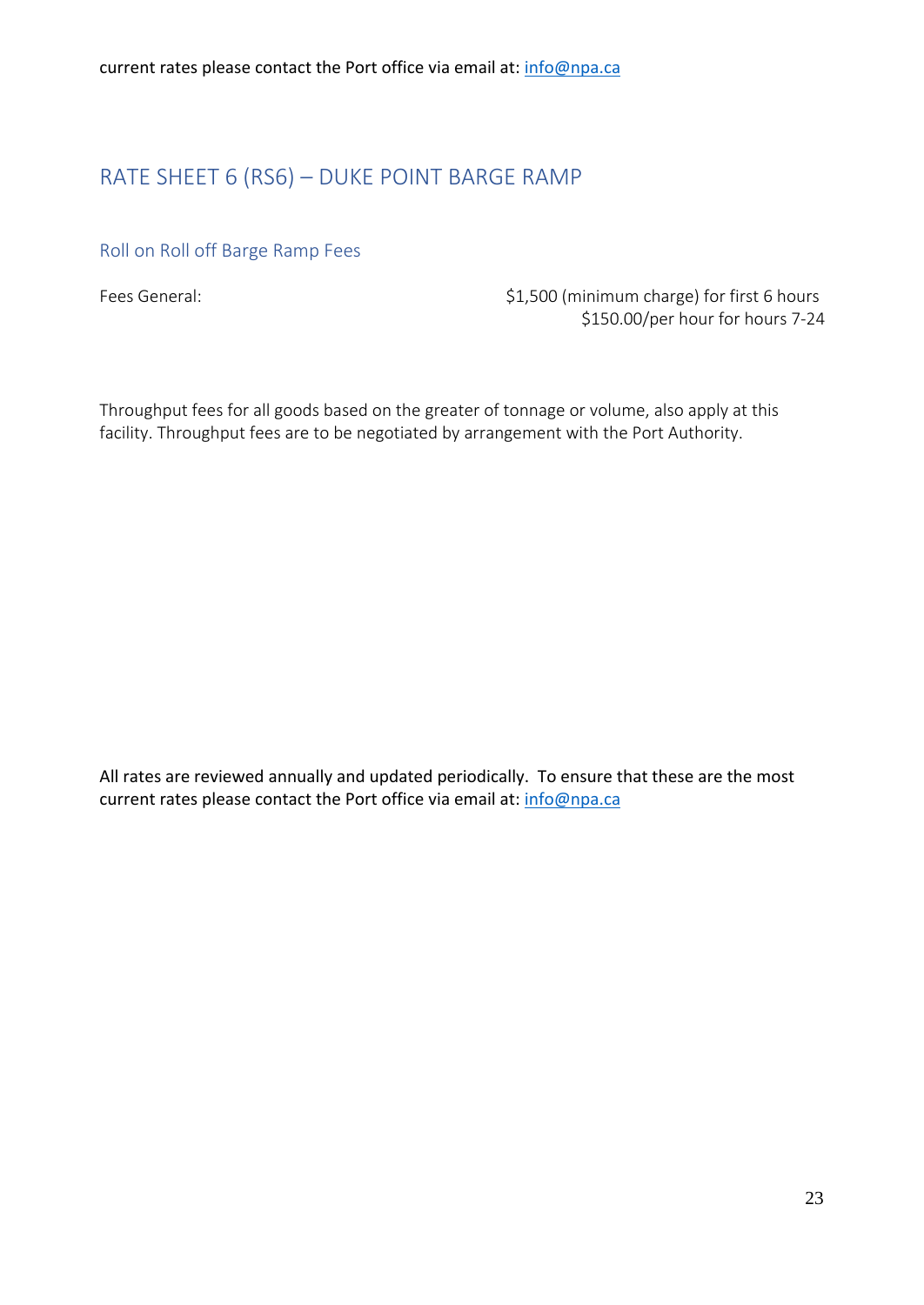current rates please contact the Port office via email at: info@npa.ca

## RATE SHEET 6 (RS6) – DUKE POINT BARGE RAMP

### Roll on Roll off Barge Ramp Fees

Fees General: $1,500 (minimum charge) for first 6 hours
$150.00/per hour for hours 7-24

Throughput fees for all goods based on the greater of tonnage or volume, also apply at this facility. Throughput fees are to be negotiated by arrangement with the Port Authority.

All rates are reviewed annually and updated periodically. To ensure that these are the most current rates please contact the Port office via email at: info@npa.ca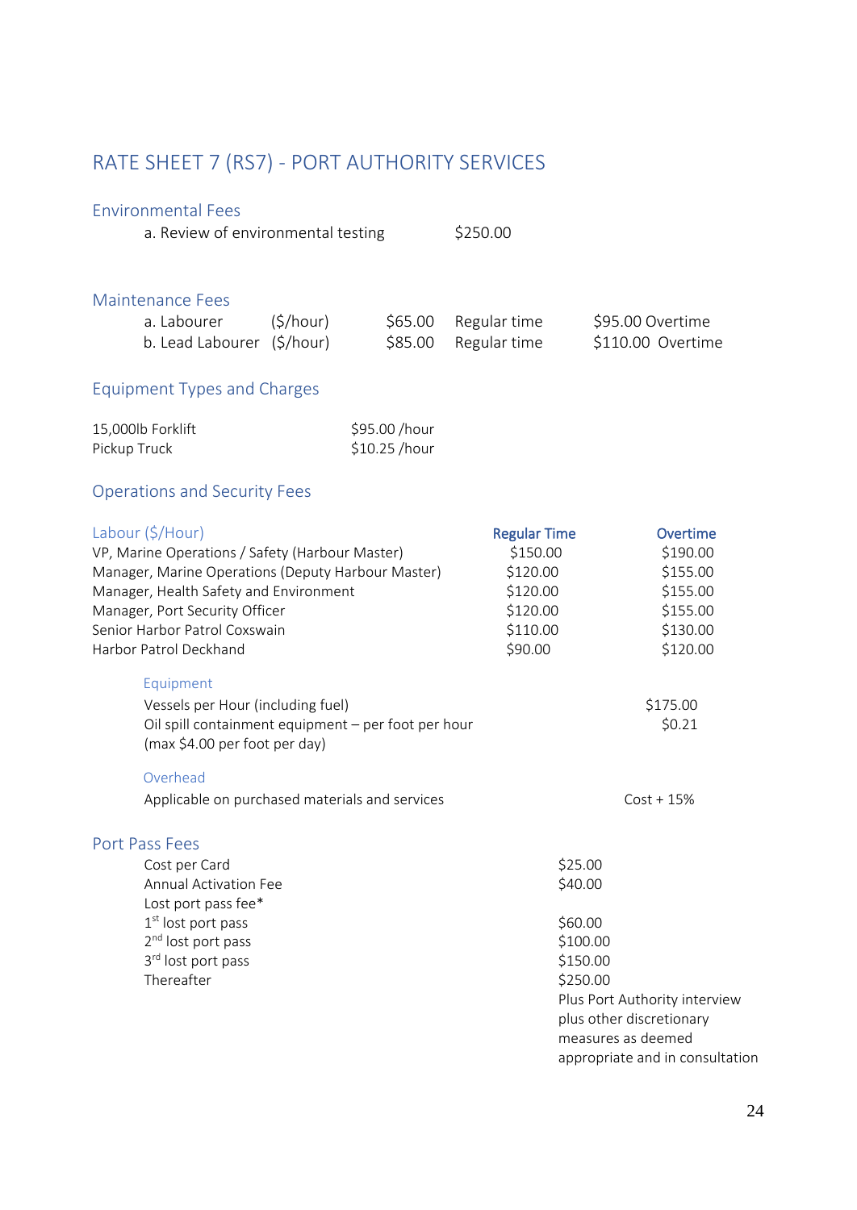# RATE SHEET 7 (RS7) - PORT AUTHORITY SERVICES

## Environmental Fees

| | |
|---|---|
| a. Review of environmental testing | $250.00 |

## Maintenance Fees

| | | | | |
|---|---|---|---|---|
| a. Labourer | ($/hour) | $65.00 | Regular time | $95.00 Overtime |
| b. Lead Labourer | ($/hour) | $85.00 | Regular time | $110.00 Overtime |

## Equipment Types and Charges

| | |
|---|---|
| 15,000lb Forklift | $95.00 /hour |
| Pickup Truck | $10.25 /hour |

## Operations and Security Fees

| Labour ($/Hour) | Regular Time | Overtime |
|---|---|---|
| VP, Marine Operations / Safety (Harbour Master) | $150.00 | $190.00 |
| Manager, Marine Operations (Deputy Harbour Master) | $120.00 | $155.00 |
| Manager, Health Safety and Environment | $120.00 | $155.00 |
| Manager, Port Security Officer | $120.00 | $155.00 |
| Senior Harbor Patrol Coxswain | $110.00 | $130.00 |
| Harbor Patrol Deckhand | $90.00 | $120.00 |

### Equipment

| | |
|---|---|
| Vessels per Hour (including fuel) | $175.00 |
| Oil spill containment equipment – per foot per hour (max $4.00 per foot per day) | $0.21 |

### Overhead

| | |
|---|---|
| Applicable on purchased materials and services | Cost + 15% |

## Port Pass Fees

| | |
|---|---|
| Cost per Card | $25.00 |
| Annual Activation Fee | $40.00 |
| Lost port pass fee* | |
| 1st lost port pass | $60.00 |
| 2nd lost port pass | $100.00 |
| 3rd lost port pass | $150.00 |
| Thereafter | $250.00 Plus Port Authority interview plus other discretionary measures as deemed appropriate and in consultation |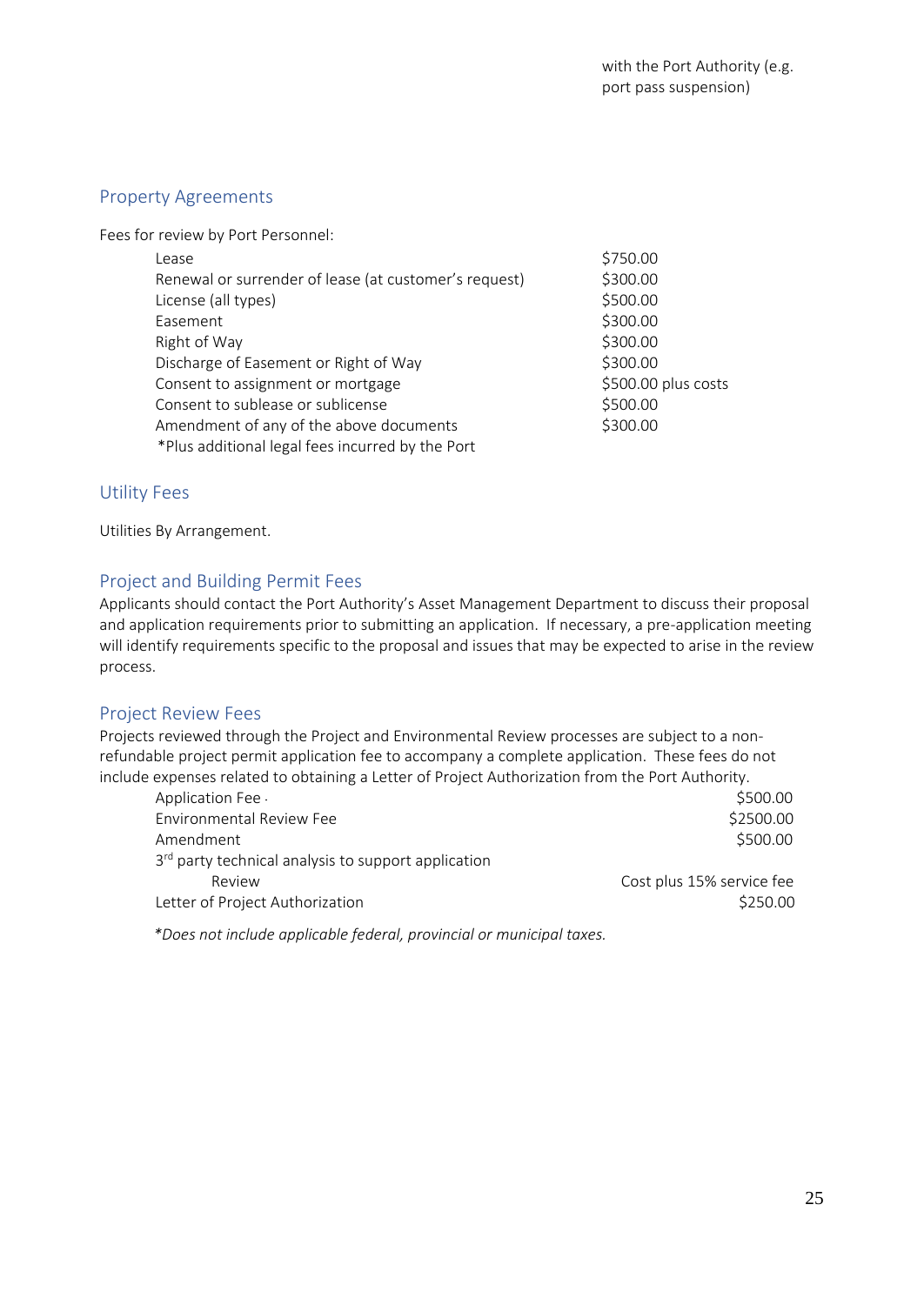with the Port Authority (e.g. port pass suspension)

## Property Agreements

Fees for review by Port Personnel:

| | |
|---|---|
| Lease | $750.00 |
| Renewal or surrender of lease (at customer's request) | $300.00 |
| License (all types) | $500.00 |
| Easement | $300.00 |
| Right of Way | $300.00 |
| Discharge of Easement or Right of Way | $300.00 |
| Consent to assignment or mortgage | $500.00 plus costs |
| Consent to sublease or sublicense | $500.00 |
| Amendment of any of the above documents | $300.00 |

*Plus additional legal fees incurred by the Port

## Utility Fees

Utilities By Arrangement.

## Project and Building Permit Fees

Applicants should contact the Port Authority's Asset Management Department to discuss their proposal and application requirements prior to submitting an application. If necessary, a pre-application meeting will identify requirements specific to the proposal and issues that may be expected to arise in the review process.

## Project Review Fees

Projects reviewed through the Project and Environmental Review processes are subject to a non-refundable project permit application fee to accompany a complete application. These fees do not include expenses related to obtaining a Letter of Project Authorization from the Port Authority.

| | |
|---|---|
| Application Fee | $500.00 |
| Environmental Review Fee | $2500.00 |
| Amendment | $500.00 |
| 3rd party technical analysis to support application Review | Cost plus 15% service fee |
| Letter of Project Authorization | $250.00 |

*\*Does not include applicable federal, provincial or municipal taxes.*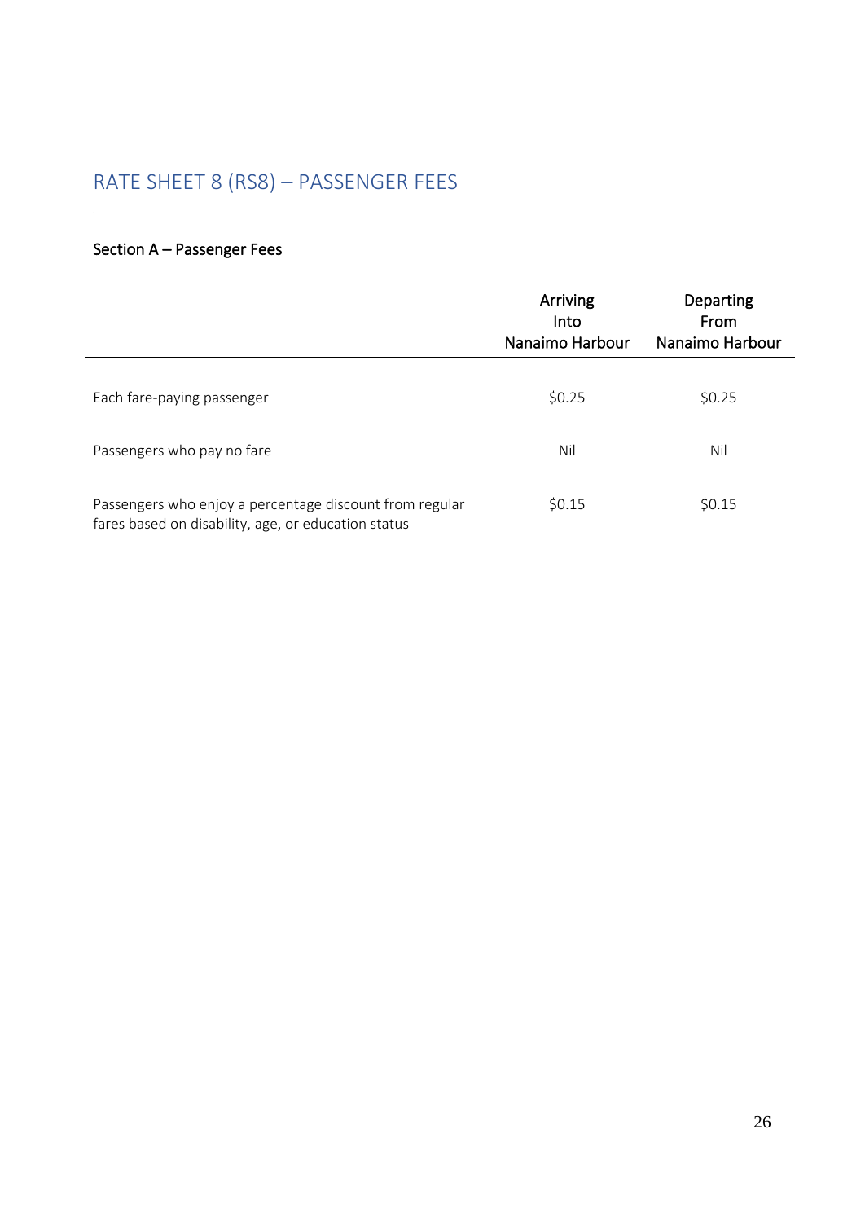## RATE SHEET 8 (RS8) – PASSENGER FEES

### Section A – Passenger Fees

| | Arriving Into Nanaimo Harbour | Departing From Nanaimo Harbour |
|---|---|---|
| Each fare-paying passenger | $0.25 | $0.25 |
| Passengers who pay no fare | Nil | Nil |
| Passengers who enjoy a percentage discount from regular fares based on disability, age, or education status | $0.15 | $0.15 |